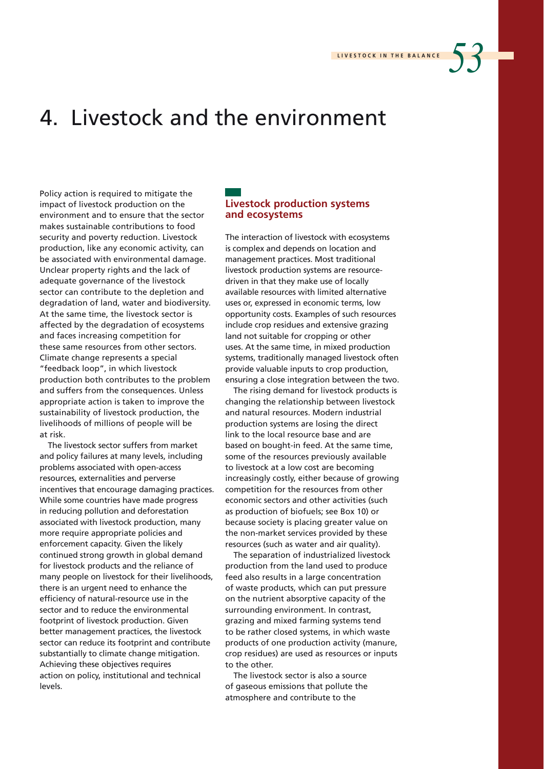# 4. Livestock and the environment

Policy action is required to mitigate the impact of livestock production on the environment and to ensure that the sector makes sustainable contributions to food security and poverty reduction. Livestock production, like any economic activity, can be associated with environmental damage. Unclear property rights and the lack of adequate governance of the livestock sector can contribute to the depletion and degradation of land, water and biodiversity. At the same time, the livestock sector is affected by the degradation of ecosystems and faces increasing competition for these same resources from other sectors. Climate change represents a special "feedback loop", in which livestock production both contributes to the problem and suffers from the consequences. Unless appropriate action is taken to improve the sustainability of livestock production, the livelihoods of millions of people will be at risk.

The livestock sector suffers from market and policy failures at many levels, including problems associated with open-access resources, externalities and perverse incentives that encourage damaging practices. While some countries have made progress in reducing pollution and deforestation associated with livestock production, many more require appropriate policies and enforcement capacity. Given the likely continued strong growth in global demand for livestock products and the reliance of many people on livestock for their livelihoods, there is an urgent need to enhance the efficiency of natural-resource use in the sector and to reduce the environmental footprint of livestock production. Given better management practices, the livestock sector can reduce its footprint and contribute substantially to climate change mitigation. Achieving these objectives requires action on policy, institutional and technical levels.

## Livestock production systems and ecosystems

The interaction of livestock with ecosystems is complex and depends on location and management practices. Most traditional livestock production systems are resource-driven in that they make use of locally available resources with limited alternative uses or, expressed in economic terms, low opportunity costs. Examples of such resources include crop residues and extensive grazing land not suitable for cropping or other uses. At the same time, in mixed production systems, traditionally managed livestock often provide valuable inputs to crop production, ensuring a close integration between the two.

The rising demand for livestock products is changing the relationship between livestock and natural resources. Modern industrial production systems are losing the direct link to the local resource base and are based on bought-in feed. At the same time, some of the resources previously available to livestock at a low cost are becoming increasingly costly, either because of growing competition for the resources from other economic sectors and other activities (such as production of biofuels; see Box 10) or because society is placing greater value on the non-market services provided by these resources (such as water and air quality).

The separation of industrialized livestock production from the land used to produce feed also results in a large concentration of waste products, which can put pressure on the nutrient absorptive capacity of the surrounding environment. In contrast, grazing and mixed farming systems tend to be rather closed systems, in which waste products of one production activity (manure, crop residues) are used as resources or inputs to the other.

The livestock sector is also a source of gaseous emissions that pollute the atmosphere and contribute to the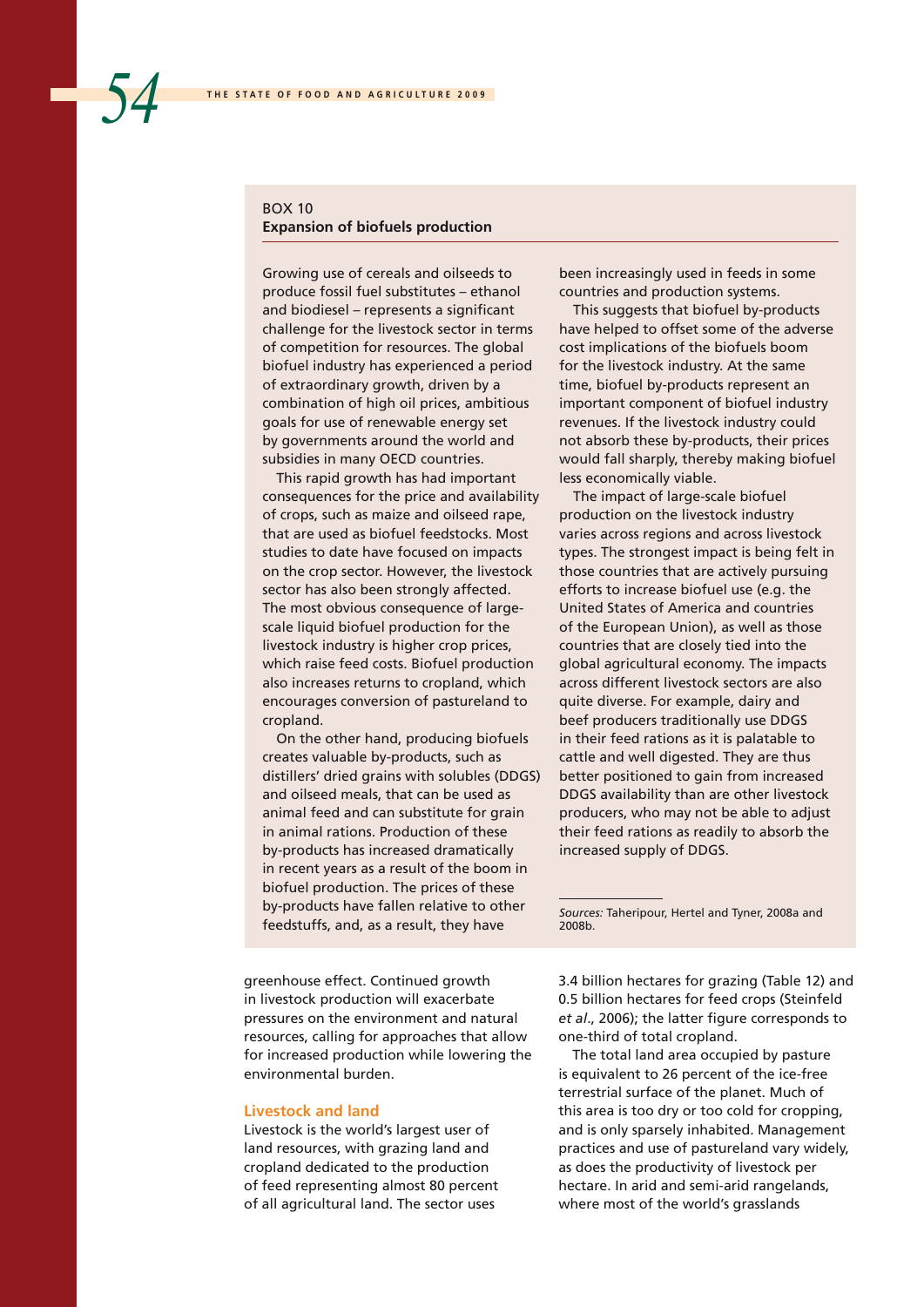BOX 10
**Expansion of biofuels production**

Growing use of cereals and oilseeds to produce fossil fuel substitutes – ethanol and biodiesel – represents a significant challenge for the livestock sector in terms of competition for resources. The global biofuel industry has experienced a period of extraordinary growth, driven by a combination of high oil prices, ambitious goals for use of renewable energy set by governments around the world and subsidies in many OECD countries.

This rapid growth has had important consequences for the price and availability of crops, such as maize and oilseed rape, that are used as biofuel feedstocks. Most studies to date have focused on impacts on the crop sector. However, the livestock sector has also been strongly affected. The most obvious consequence of large-scale liquid biofuel production for the livestock industry is higher crop prices, which raise feed costs. Biofuel production also increases returns to cropland, which encourages conversion of pastureland to cropland.

On the other hand, producing biofuels creates valuable by-products, such as distillers' dried grains with solubles (DDGS) and oilseed meals, that can be used as animal feed and can substitute for grain in animal rations. Production of these by-products has increased dramatically in recent years as a result of the boom in biofuel production. The prices of these by-products have fallen relative to other feedstuffs, and, as a result, they have been increasingly used in feeds in some countries and production systems.

This suggests that biofuel by-products have helped to offset some of the adverse cost implications of the biofuels boom for the livestock industry. At the same time, biofuel by-products represent an important component of biofuel industry revenues. If the livestock industry could not absorb these by-products, their prices would fall sharply, thereby making biofuel less economically viable.

The impact of large-scale biofuel production on the livestock industry varies across regions and across livestock types. The strongest impact is being felt in those countries that are actively pursuing efforts to increase biofuel use (e.g. the United States of America and countries of the European Union), as well as those countries that are closely tied into the global agricultural economy. The impacts across different livestock sectors are also quite diverse. For example, dairy and beef producers traditionally use DDGS in their feed rations as it is palatable to cattle and well digested. They are thus better positioned to gain from increased DDGS availability than are other livestock producers, who may not be able to adjust their feed rations as readily to absorb the increased supply of DDGS.

*Sources:* Taheripour, Hertel and Tyner, 2008a and 2008b.

greenhouse effect. Continued growth in livestock production will exacerbate pressures on the environment and natural resources, calling for approaches that allow for increased production while lowering the environmental burden.

## Livestock and land

Livestock is the world's largest user of land resources, with grazing land and cropland dedicated to the production of feed representing almost 80 percent of all agricultural land. The sector uses 3.4 billion hectares for grazing (Table 12) and 0.5 billion hectares for feed crops (Steinfeld *et al*., 2006); the latter figure corresponds to one-third of total cropland.

The total land area occupied by pasture is equivalent to 26 percent of the ice-free terrestrial surface of the planet. Much of this area is too dry or too cold for cropping, and is only sparsely inhabited. Management practices and use of pastureland vary widely, as does the productivity of livestock per hectare. In arid and semi-arid rangelands, where most of the world's grasslands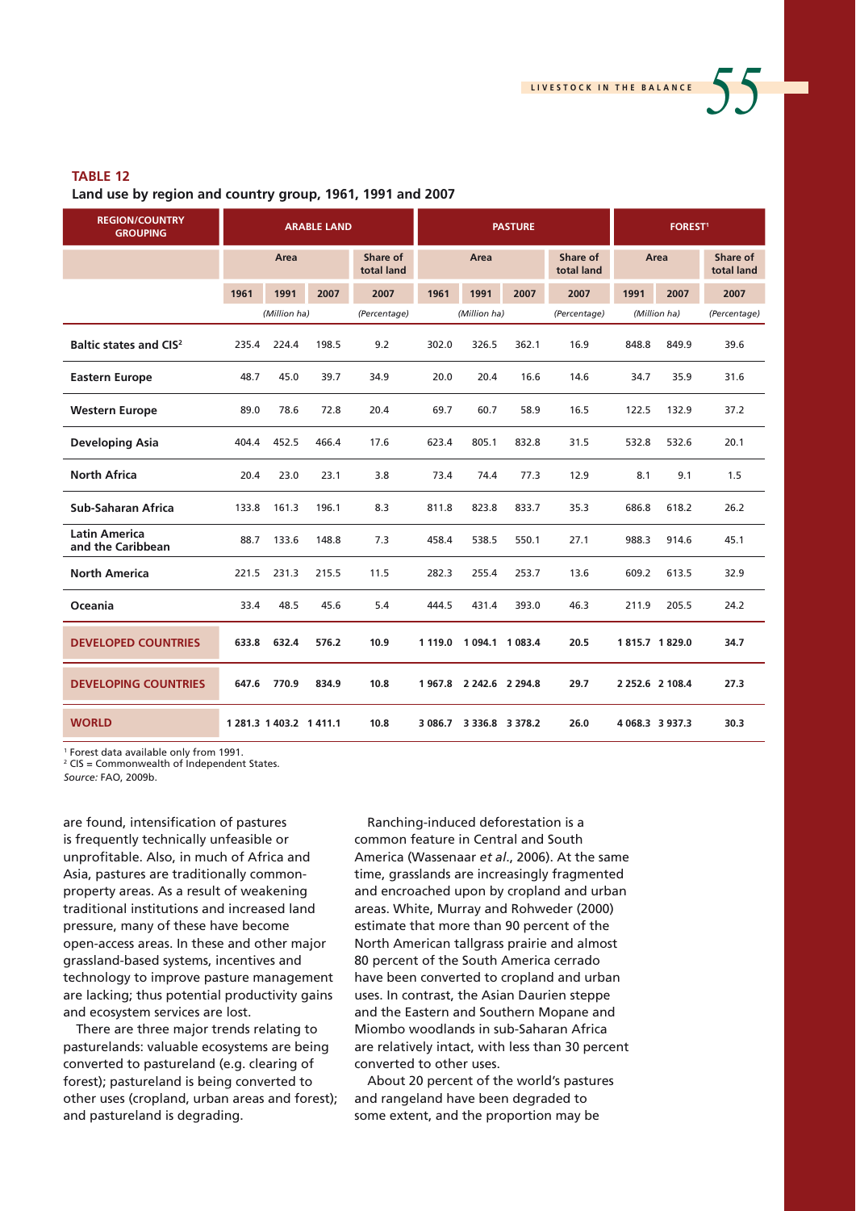**TABLE 12**

**Land use by region and country group, 1961, 1991 and 2007**

| REGION/COUNTRY GROUPING | ARABLE LAND | | | | PASTURE | | | | FOREST[1] | | |
|---|---|---|---|---|---|---|---|---|---|---|---|
| | Area | | | Share of total land | Area | | | Share of total land | Area | | Share of total land |
| | 1961 | 1991 | 2007 | 2007 | 1961 | 1991 | 2007 | 2007 | 1991 | 2007 | 2007 |
| | *(Million ha)* | | | *(Percentage)* | *(Million ha)* | | | *(Percentage)* | *(Million ha)* | | *(Percentage)* |
| **Baltic states and CIS[2]** | 235.4 | 224.4 | 198.5 | 9.2 | 302.0 | 326.5 | 362.1 | 16.9 | 848.8 | 849.9 | 39.6 |
| **Eastern Europe** | 48.7 | 45.0 | 39.7 | 34.9 | 20.0 | 20.4 | 16.6 | 14.6 | 34.7 | 35.9 | 31.6 |
| **Western Europe** | 89.0 | 78.6 | 72.8 | 20.4 | 69.7 | 60.7 | 58.9 | 16.5 | 122.5 | 132.9 | 37.2 |
| **Developing Asia** | 404.4 | 452.5 | 466.4 | 17.6 | 623.4 | 805.1 | 832.8 | 31.5 | 532.8 | 532.6 | 20.1 |
| **North Africa** | 20.4 | 23.0 | 23.1 | 3.8 | 73.4 | 74.4 | 77.3 | 12.9 | 8.1 | 9.1 | 1.5 |
| **Sub-Saharan Africa** | 133.8 | 161.3 | 196.1 | 8.3 | 811.8 | 823.8 | 833.7 | 35.3 | 686.8 | 618.2 | 26.2 |
| **Latin America and the Caribbean** | 88.7 | 133.6 | 148.8 | 7.3 | 458.4 | 538.5 | 550.1 | 27.1 | 988.3 | 914.6 | 45.1 |
| **North America** | 221.5 | 231.3 | 215.5 | 11.5 | 282.3 | 255.4 | 253.7 | 13.6 | 609.2 | 613.5 | 32.9 |
| **Oceania** | 33.4 | 48.5 | 45.6 | 5.4 | 444.5 | 431.4 | 393.0 | 46.3 | 211.9 | 205.5 | 24.2 |
| **DEVELOPED COUNTRIES** | **633.8** | **632.4** | **576.2** | **10.9** | **1 119.0** | **1 094.1** | **1 083.4** | **20.5** | **1 815.7** | **1 829.0** | **34.7** |
| **DEVELOPING COUNTRIES** | **647.6** | **770.9** | **834.9** | **10.8** | **1 967.8** | **2 242.6** | **2 294.8** | **29.7** | **2 252.6** | **2 108.4** | **27.3** |
| **WORLD** | **1 281.3** | **1 403.2** | **1 411.1** | **10.8** | **3 086.7** | **3 336.8** | **3 378.2** | **26.0** | **4 068.3** | **3 937.3** | **30.3** |

[1] Forest data available only from 1991.
[2] CIS = Commonwealth of Independent States.
*Source:* FAO, 2009b.

are found, intensification of pastures is frequently technically unfeasible or unprofitable. Also, in much of Africa and Asia, pastures are traditionally common-property areas. As a result of weakening traditional institutions and increased land pressure, many of these have become open-access areas. In these and other major grassland-based systems, incentives and technology to improve pasture management are lacking; thus potential productivity gains and ecosystem services are lost.

There are three major trends relating to pasturelands: valuable ecosystems are being converted to pastureland (e.g. clearing of forest); pastureland is being converted to other uses (cropland, urban areas and forest); and pastureland is degrading.

Ranching-induced deforestation is a common feature in Central and South America (Wassenaar *et al*., 2006). At the same time, grasslands are increasingly fragmented and encroached upon by cropland and urban areas. White, Murray and Rohweder (2000) estimate that more than 90 percent of the North American tallgrass prairie and almost 80 percent of the South America cerrado have been converted to cropland and urban uses. In contrast, the Asian Daurien steppe and the Eastern and Southern Mopane and Miombo woodlands in sub-Saharan Africa are relatively intact, with less than 30 percent converted to other uses.

About 20 percent of the world's pastures and rangeland have been degraded to some extent, and the proportion may be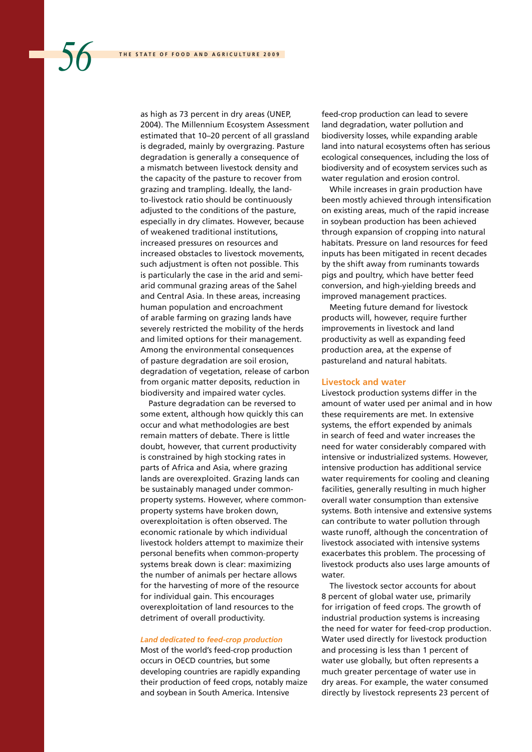as high as 73 percent in dry areas (UNEP, 2004). The Millennium Ecosystem Assessment estimated that 10–20 percent of all grassland is degraded, mainly by overgrazing. Pasture degradation is generally a consequence of a mismatch between livestock density and the capacity of the pasture to recover from grazing and trampling. Ideally, the land-to-livestock ratio should be continuously adjusted to the conditions of the pasture, especially in dry climates. However, because of weakened traditional institutions, increased pressures on resources and increased obstacles to livestock movements, such adjustment is often not possible. This is particularly the case in the arid and semi-arid communal grazing areas of the Sahel and Central Asia. In these areas, increasing human population and encroachment of arable farming on grazing lands have severely restricted the mobility of the herds and limited options for their management. Among the environmental consequences of pasture degradation are soil erosion, degradation of vegetation, release of carbon from organic matter deposits, reduction in biodiversity and impaired water cycles.

Pasture degradation can be reversed to some extent, although how quickly this can occur and what methodologies are best remain matters of debate. There is little doubt, however, that current productivity is constrained by high stocking rates in parts of Africa and Asia, where grazing lands are overexploited. Grazing lands can be sustainably managed under common-property systems. However, where common-property systems have broken down, overexploitation is often observed. The economic rationale by which individual livestock holders attempt to maximize their personal benefits when common-property systems break down is clear: maximizing the number of animals per hectare allows for the harvesting of more of the resource for individual gain. This encourages overexploitation of land resources to the detriment of overall productivity.

#### *Land dedicated to feed-crop production*

Most of the world's feed-crop production occurs in OECD countries, but some developing countries are rapidly expanding their production of feed crops, notably maize and soybean in South America. Intensive feed-crop production can lead to severe land degradation, water pollution and biodiversity losses, while expanding arable land into natural ecosystems often has serious ecological consequences, including the loss of biodiversity and of ecosystem services such as water regulation and erosion control.

While increases in grain production have been mostly achieved through intensification on existing areas, much of the rapid increase in soybean production has been achieved through expansion of cropping into natural habitats. Pressure on land resources for feed inputs has been mitigated in recent decades by the shift away from ruminants towards pigs and poultry, which have better feed conversion, and high-yielding breeds and improved management practices.

Meeting future demand for livestock products will, however, require further improvements in livestock and land productivity as well as expanding feed production area, at the expense of pastureland and natural habitats.

### Livestock and water

Livestock production systems differ in the amount of water used per animal and in how these requirements are met. In extensive systems, the effort expended by animals in search of feed and water increases the need for water considerably compared with intensive or industrialized systems. However, intensive production has additional service water requirements for cooling and cleaning facilities, generally resulting in much higher overall water consumption than extensive systems. Both intensive and extensive systems can contribute to water pollution through waste runoff, although the concentration of livestock associated with intensive systems exacerbates this problem. The processing of livestock products also uses large amounts of water.

The livestock sector accounts for about 8 percent of global water use, primarily for irrigation of feed crops. The growth of industrial production systems is increasing the need for water for feed-crop production. Water used directly for livestock production and processing is less than 1 percent of water use globally, but often represents a much greater percentage of water use in dry areas. For example, the water consumed directly by livestock represents 23 percent of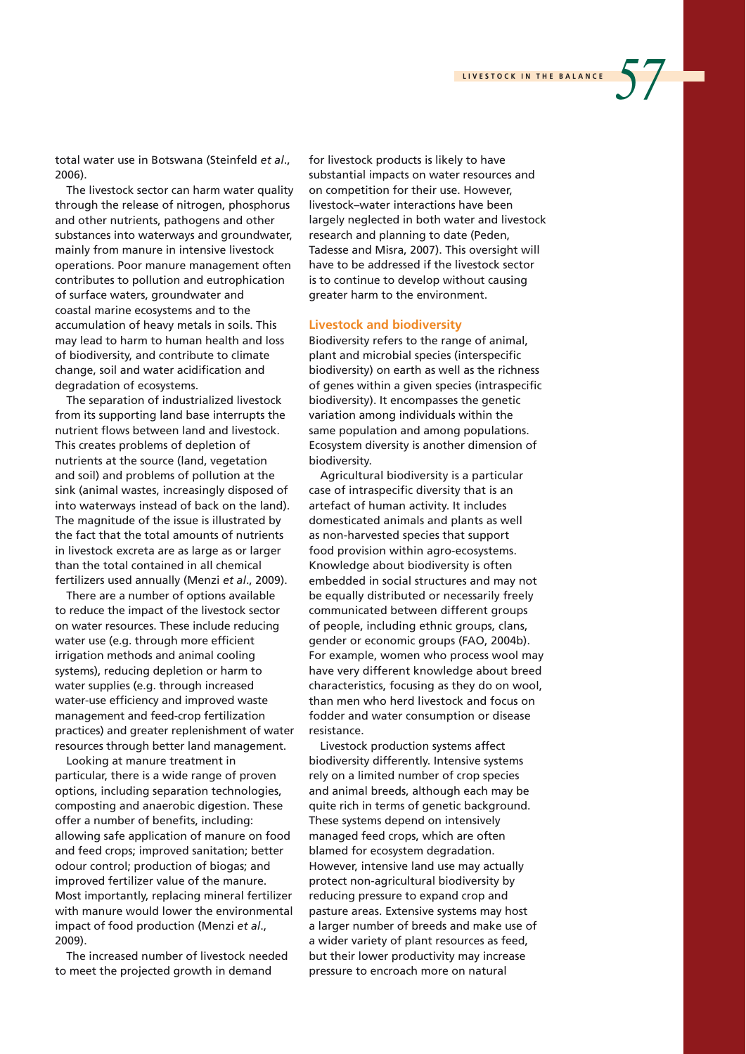total water use in Botswana (Steinfeld *et al*., 2006).

The livestock sector can harm water quality through the release of nitrogen, phosphorus and other nutrients, pathogens and other substances into waterways and groundwater, mainly from manure in intensive livestock operations. Poor manure management often contributes to pollution and eutrophication of surface waters, groundwater and coastal marine ecosystems and to the accumulation of heavy metals in soils. This may lead to harm to human health and loss of biodiversity, and contribute to climate change, soil and water acidification and degradation of ecosystems.

The separation of industrialized livestock from its supporting land base interrupts the nutrient flows between land and livestock. This creates problems of depletion of nutrients at the source (land, vegetation and soil) and problems of pollution at the sink (animal wastes, increasingly disposed of into waterways instead of back on the land). The magnitude of the issue is illustrated by the fact that the total amounts of nutrients in livestock excreta are as large as or larger than the total contained in all chemical fertilizers used annually (Menzi *et al*., 2009).

There are a number of options available to reduce the impact of the livestock sector on water resources. These include reducing water use (e.g. through more efficient irrigation methods and animal cooling systems), reducing depletion or harm to water supplies (e.g. through increased water-use efficiency and improved waste management and feed-crop fertilization practices) and greater replenishment of water resources through better land management.

Looking at manure treatment in particular, there is a wide range of proven options, including separation technologies, composting and anaerobic digestion. These offer a number of benefits, including: allowing safe application of manure on food and feed crops; improved sanitation; better odour control; production of biogas; and improved fertilizer value of the manure. Most importantly, replacing mineral fertilizer with manure would lower the environmental impact of food production (Menzi *et al*., 2009).

The increased number of livestock needed to meet the projected growth in demand for livestock products is likely to have substantial impacts on water resources and on competition for their use. However, livestock–water interactions have been largely neglected in both water and livestock research and planning to date (Peden, Tadesse and Misra, 2007). This oversight will have to be addressed if the livestock sector is to continue to develop without causing greater harm to the environment.

### Livestock and biodiversity

Biodiversity refers to the range of animal, plant and microbial species (interspecific biodiversity) on earth as well as the richness of genes within a given species (intraspecific biodiversity). It encompasses the genetic variation among individuals within the same population and among populations. Ecosystem diversity is another dimension of biodiversity.

Agricultural biodiversity is a particular case of intraspecific diversity that is an artefact of human activity. It includes domesticated animals and plants as well as non-harvested species that support food provision within agro-ecosystems. Knowledge about biodiversity is often embedded in social structures and may not be equally distributed or necessarily freely communicated between different groups of people, including ethnic groups, clans, gender or economic groups (FAO, 2004b). For example, women who process wool may have very different knowledge about breed characteristics, focusing as they do on wool, than men who herd livestock and focus on fodder and water consumption or disease resistance.

Livestock production systems affect biodiversity differently. Intensive systems rely on a limited number of crop species and animal breeds, although each may be quite rich in terms of genetic background. These systems depend on intensively managed feed crops, which are often blamed for ecosystem degradation. However, intensive land use may actually protect non-agricultural biodiversity by reducing pressure to expand crop and pasture areas. Extensive systems may host a larger number of breeds and make use of a wider variety of plant resources as feed, but their lower productivity may increase pressure to encroach more on natural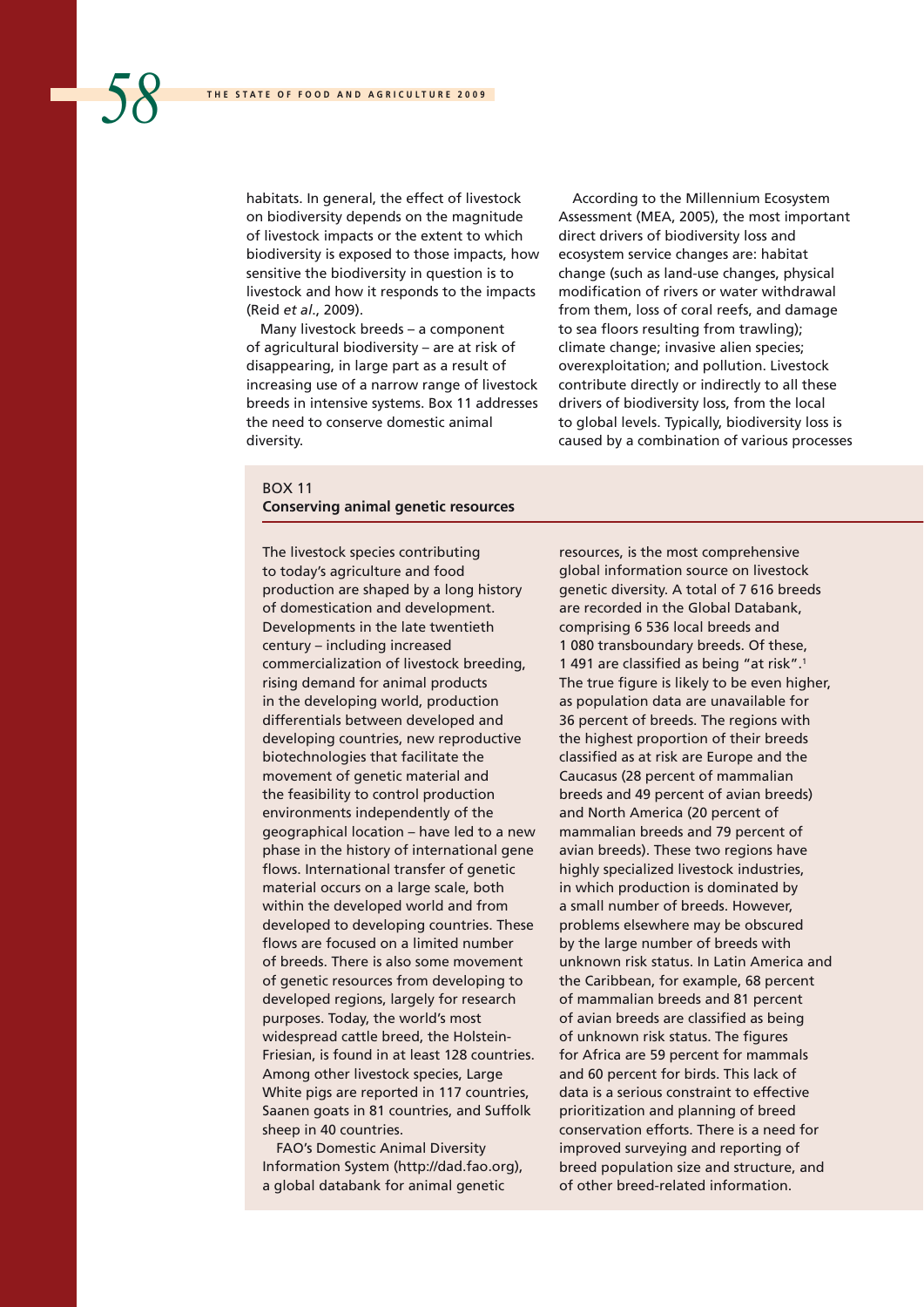habitats. In general, the effect of livestock on biodiversity depends on the magnitude of livestock impacts or the extent to which biodiversity is exposed to those impacts, how sensitive the biodiversity in question is to livestock and how it responds to the impacts (Reid *et al*., 2009).

Many livestock breeds – a component of agricultural biodiversity – are at risk of disappearing, in large part as a result of increasing use of a narrow range of livestock breeds in intensive systems. Box 11 addresses the need to conserve domestic animal diversity.

According to the Millennium Ecosystem Assessment (MEA, 2005), the most important direct drivers of biodiversity loss and ecosystem service changes are: habitat change (such as land-use changes, physical modification of rivers or water withdrawal from them, loss of coral reefs, and damage to sea floors resulting from trawling); climate change; invasive alien species; overexploitation; and pollution. Livestock contribute directly or indirectly to all these drivers of biodiversity loss, from the local to global levels. Typically, biodiversity loss is caused by a combination of various processes

BOX 11
**Conserving animal genetic resources**

The livestock species contributing to today's agriculture and food production are shaped by a long history of domestication and development. Developments in the late twentieth century – including increased commercialization of livestock breeding, rising demand for animal products in the developing world, production differentials between developed and developing countries, new reproductive biotechnologies that facilitate the movement of genetic material and the feasibility to control production environments independently of the geographical location – have led to a new phase in the history of international gene flows. International transfer of genetic material occurs on a large scale, both within the developed world and from developed to developing countries. These flows are focused on a limited number of breeds. There is also some movement of genetic resources from developing to developed regions, largely for research purposes. Today, the world's most widespread cattle breed, the Holstein-Friesian, is found in at least 128 countries. Among other livestock species, Large White pigs are reported in 117 countries, Saanen goats in 81 countries, and Suffolk sheep in 40 countries.

FAO's Domestic Animal Diversity Information System (http://dad.fao.org), a global databank for animal genetic resources, is the most comprehensive global information source on livestock genetic diversity. A total of 7 616 breeds are recorded in the Global Databank, comprising 6 536 local breeds and 1 080 transboundary breeds. Of these, 1 491 are classified as being "at risk".[1] The true figure is likely to be even higher, as population data are unavailable for 36 percent of breeds. The regions with the highest proportion of their breeds classified as at risk are Europe and the Caucasus (28 percent of mammalian breeds and 49 percent of avian breeds) and North America (20 percent of mammalian breeds and 79 percent of avian breeds). These two regions have highly specialized livestock industries, in which production is dominated by a small number of breeds. However, problems elsewhere may be obscured by the large number of breeds with unknown risk status. In Latin America and the Caribbean, for example, 68 percent of mammalian breeds and 81 percent of avian breeds are classified as being of unknown risk status. The figures for Africa are 59 percent for mammals and 60 percent for birds. This lack of data is a serious constraint to effective prioritization and planning of breed conservation efforts. There is a need for improved surveying and reporting of breed population size and structure, and of other breed-related information.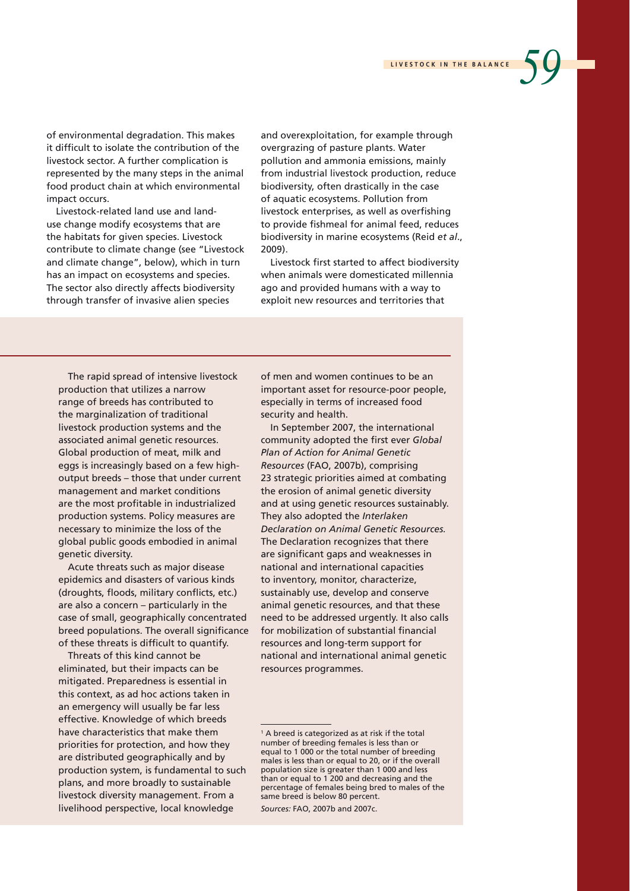of environmental degradation. This makes it difficult to isolate the contribution of the livestock sector. A further complication is represented by the many steps in the animal food product chain at which environmental impact occurs.

Livestock-related land use and land-use change modify ecosystems that are the habitats for given species. Livestock contribute to climate change (see "Livestock and climate change", below), which in turn has an impact on ecosystems and species. The sector also directly affects biodiversity through transfer of invasive alien species and overexploitation, for example through overgrazing of pasture plants. Water pollution and ammonia emissions, mainly from industrial livestock production, reduce biodiversity, often drastically in the case of aquatic ecosystems. Pollution from livestock enterprises, as well as overfishing to provide fishmeal for animal feed, reduces biodiversity in marine ecosystems (Reid *et al*., 2009).

Livestock first started to affect biodiversity when animals were domesticated millennia ago and provided humans with a way to exploit new resources and territories that

---

The rapid spread of intensive livestock production that utilizes a narrow range of breeds has contributed to the marginalization of traditional livestock production systems and the associated animal genetic resources. Global production of meat, milk and eggs is increasingly based on a few high-output breeds – those that under current management and market conditions are the most profitable in industrialized production systems. Policy measures are necessary to minimize the loss of the global public goods embodied in animal genetic diversity.

Acute threats such as major disease epidemics and disasters of various kinds (droughts, floods, military conflicts, etc.) are also a concern – particularly in the case of small, geographically concentrated breed populations. The overall significance of these threats is difficult to quantify.

Threats of this kind cannot be eliminated, but their impacts can be mitigated. Preparedness is essential in this context, as ad hoc actions taken in an emergency will usually be far less effective. Knowledge of which breeds have characteristics that make them priorities for protection, and how they are distributed geographically and by production system, is fundamental to such plans, and more broadly to sustainable livestock diversity management. From a livelihood perspective, local knowledge of men and women continues to be an important asset for resource-poor people, especially in terms of increased food security and health.

In September 2007, the international community adopted the first ever *Global Plan of Action for Animal Genetic Resources* (FAO, 2007b), comprising 23 strategic priorities aimed at combating the erosion of animal genetic diversity and at using genetic resources sustainably. They also adopted the *Interlaken Declaration on Animal Genetic Resources.* The Declaration recognizes that there are significant gaps and weaknesses in national and international capacities to inventory, monitor, characterize, sustainably use, develop and conserve animal genetic resources, and that these need to be addressed urgently. It also calls for mobilization of substantial financial resources and long-term support for national and international animal genetic resources programmes.

[1] A breed is categorized as at risk if the total number of breeding females is less than or equal to 1 000 or the total number of breeding males is less than or equal to 20, or if the overall population size is greater than 1 000 and less than or equal to 1 200 and decreasing and the percentage of females being bred to males of the same breed is below 80 percent.

*Sources:* FAO, 2007b and 2007c.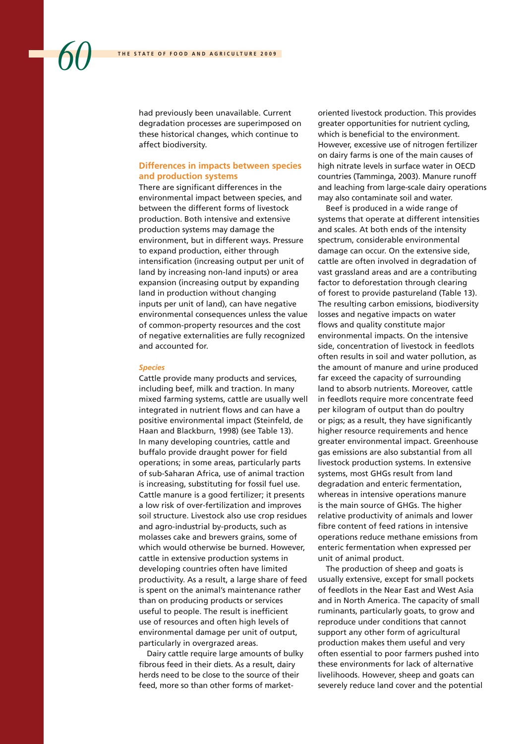had previously been unavailable. Current degradation processes are superimposed on these historical changes, which continue to affect biodiversity.

### Differences in impacts between species and production systems

There are significant differences in the environmental impact between species, and between the different forms of livestock production. Both intensive and extensive production systems may damage the environment, but in different ways. Pressure to expand production, either through intensification (increasing output per unit of land by increasing non-land inputs) or area expansion (increasing output by expanding land in production without changing inputs per unit of land), can have negative environmental consequences unless the value of common-property resources and the cost of negative externalities are fully recognized and accounted for.

#### *Species*

Cattle provide many products and services, including beef, milk and traction. In many mixed farming systems, cattle are usually well integrated in nutrient flows and can have a positive environmental impact (Steinfeld, de Haan and Blackburn, 1998) (see Table 13). In many developing countries, cattle and buffalo provide draught power for field operations; in some areas, particularly parts of sub-Saharan Africa, use of animal traction is increasing, substituting for fossil fuel use. Cattle manure is a good fertilizer; it presents a low risk of over-fertilization and improves soil structure. Livestock also use crop residues and agro-industrial by-products, such as molasses cake and brewers grains, some of which would otherwise be burned. However, cattle in extensive production systems in developing countries often have limited productivity. As a result, a large share of feed is spent on the animal's maintenance rather than on producing products or services useful to people. The result is inefficient use of resources and often high levels of environmental damage per unit of output, particularly in overgrazed areas.

Dairy cattle require large amounts of bulky fibrous feed in their diets. As a result, dairy herds need to be close to the source of their feed, more so than other forms of market-oriented livestock production. This provides greater opportunities for nutrient cycling, which is beneficial to the environment. However, excessive use of nitrogen fertilizer on dairy farms is one of the main causes of high nitrate levels in surface water in OECD countries (Tamminga, 2003). Manure runoff and leaching from large-scale dairy operations may also contaminate soil and water.

Beef is produced in a wide range of systems that operate at different intensities and scales. At both ends of the intensity spectrum, considerable environmental damage can occur. On the extensive side, cattle are often involved in degradation of vast grassland areas and are a contributing factor to deforestation through clearing of forest to provide pastureland (Table 13). The resulting carbon emissions, biodiversity losses and negative impacts on water flows and quality constitute major environmental impacts. On the intensive side, concentration of livestock in feedlots often results in soil and water pollution, as the amount of manure and urine produced far exceed the capacity of surrounding land to absorb nutrients. Moreover, cattle in feedlots require more concentrate feed per kilogram of output than do poultry or pigs; as a result, they have significantly higher resource requirements and hence greater environmental impact. Greenhouse gas emissions are also substantial from all livestock production systems. In extensive systems, most GHGs result from land degradation and enteric fermentation, whereas in intensive operations manure is the main source of GHGs. The higher relative productivity of animals and lower fibre content of feed rations in intensive operations reduce methane emissions from enteric fermentation when expressed per unit of animal product.

The production of sheep and goats is usually extensive, except for small pockets of feedlots in the Near East and West Asia and in North America. The capacity of small ruminants, particularly goats, to grow and reproduce under conditions that cannot support any other form of agricultural production makes them useful and very often essential to poor farmers pushed into these environments for lack of alternative livelihoods. However, sheep and goats can severely reduce land cover and the potential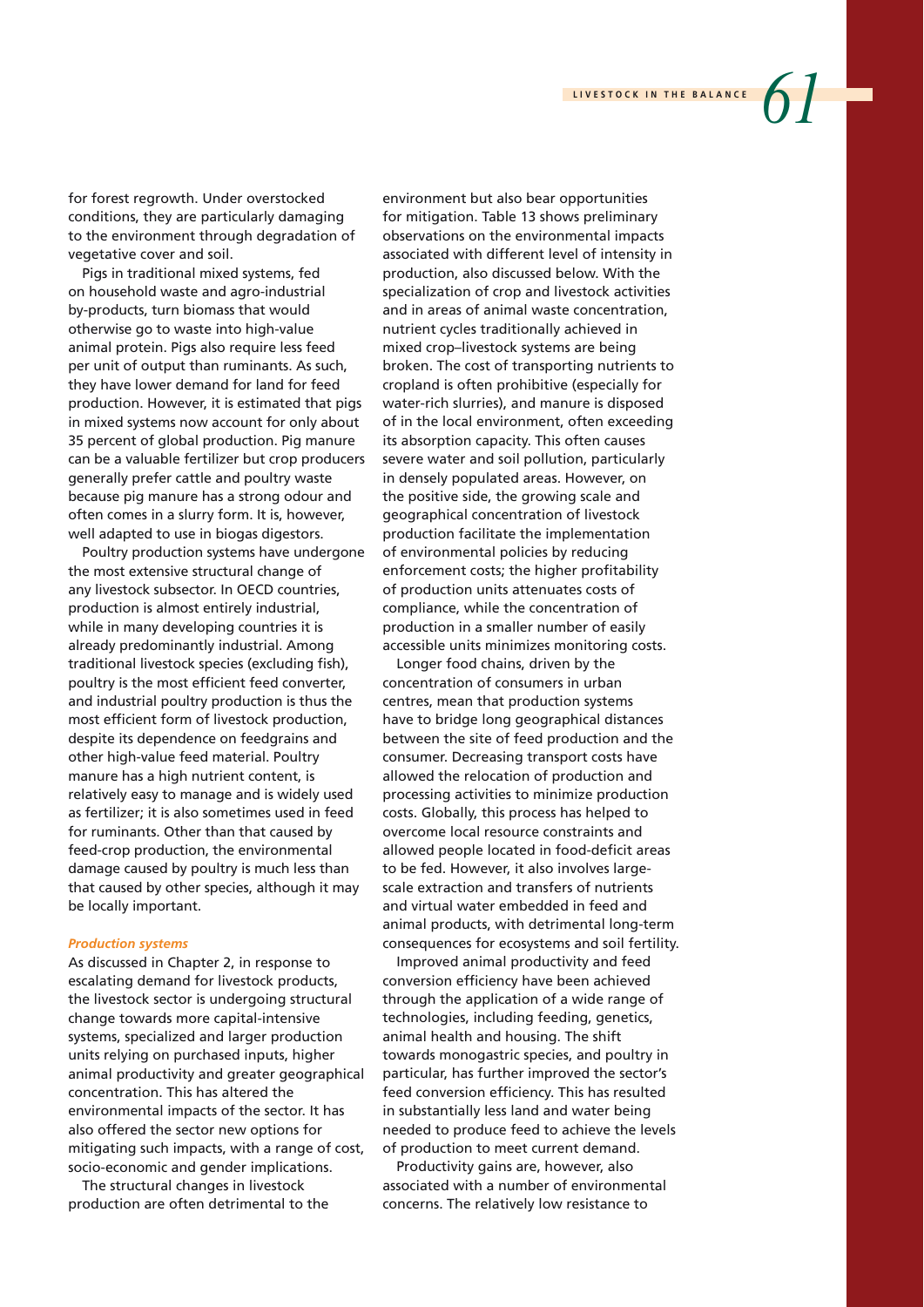for forest regrowth. Under overstocked conditions, they are particularly damaging to the environment through degradation of vegetative cover and soil.

Pigs in traditional mixed systems, fed on household waste and agro-industrial by-products, turn biomass that would otherwise go to waste into high-value animal protein. Pigs also require less feed per unit of output than ruminants. As such, they have lower demand for land for feed production. However, it is estimated that pigs in mixed systems now account for only about 35 percent of global production. Pig manure can be a valuable fertilizer but crop producers generally prefer cattle and poultry waste because pig manure has a strong odour and often comes in a slurry form. It is, however, well adapted to use in biogas digestors.

Poultry production systems have undergone the most extensive structural change of any livestock subsector. In OECD countries, production is almost entirely industrial, while in many developing countries it is already predominantly industrial. Among traditional livestock species (excluding fish), poultry is the most efficient feed converter, and industrial poultry production is thus the most efficient form of livestock production, despite its dependence on feedgrains and other high-value feed material. Poultry manure has a high nutrient content, is relatively easy to manage and is widely used as fertilizer; it is also sometimes used in feed for ruminants. Other than that caused by feed-crop production, the environmental damage caused by poultry is much less than that caused by other species, although it may be locally important.

### *Production systems*

As discussed in Chapter 2, in response to escalating demand for livestock products, the livestock sector is undergoing structural change towards more capital-intensive systems, specialized and larger production units relying on purchased inputs, higher animal productivity and greater geographical concentration. This has altered the environmental impacts of the sector. It has also offered the sector new options for mitigating such impacts, with a range of cost, socio-economic and gender implications.

The structural changes in livestock production are often detrimental to the environment but also bear opportunities for mitigation. Table 13 shows preliminary observations on the environmental impacts associated with different level of intensity in production, also discussed below. With the specialization of crop and livestock activities and in areas of animal waste concentration, nutrient cycles traditionally achieved in mixed crop–livestock systems are being broken. The cost of transporting nutrients to cropland is often prohibitive (especially for water-rich slurries), and manure is disposed of in the local environment, often exceeding its absorption capacity. This often causes severe water and soil pollution, particularly in densely populated areas. However, on the positive side, the growing scale and geographical concentration of livestock production facilitate the implementation of environmental policies by reducing enforcement costs; the higher profitability of production units attenuates costs of compliance, while the concentration of production in a smaller number of easily accessible units minimizes monitoring costs.

Longer food chains, driven by the concentration of consumers in urban centres, mean that production systems have to bridge long geographical distances between the site of feed production and the consumer. Decreasing transport costs have allowed the relocation of production and processing activities to minimize production costs. Globally, this process has helped to overcome local resource constraints and allowed people located in food-deficit areas to be fed. However, it also involves large-scale extraction and transfers of nutrients and virtual water embedded in feed and animal products, with detrimental long-term consequences for ecosystems and soil fertility.

Improved animal productivity and feed conversion efficiency have been achieved through the application of a wide range of technologies, including feeding, genetics, animal health and housing. The shift towards monogastric species, and poultry in particular, has further improved the sector's feed conversion efficiency. This has resulted in substantially less land and water being needed to produce feed to achieve the levels of production to meet current demand.

Productivity gains are, however, also associated with a number of environmental concerns. The relatively low resistance to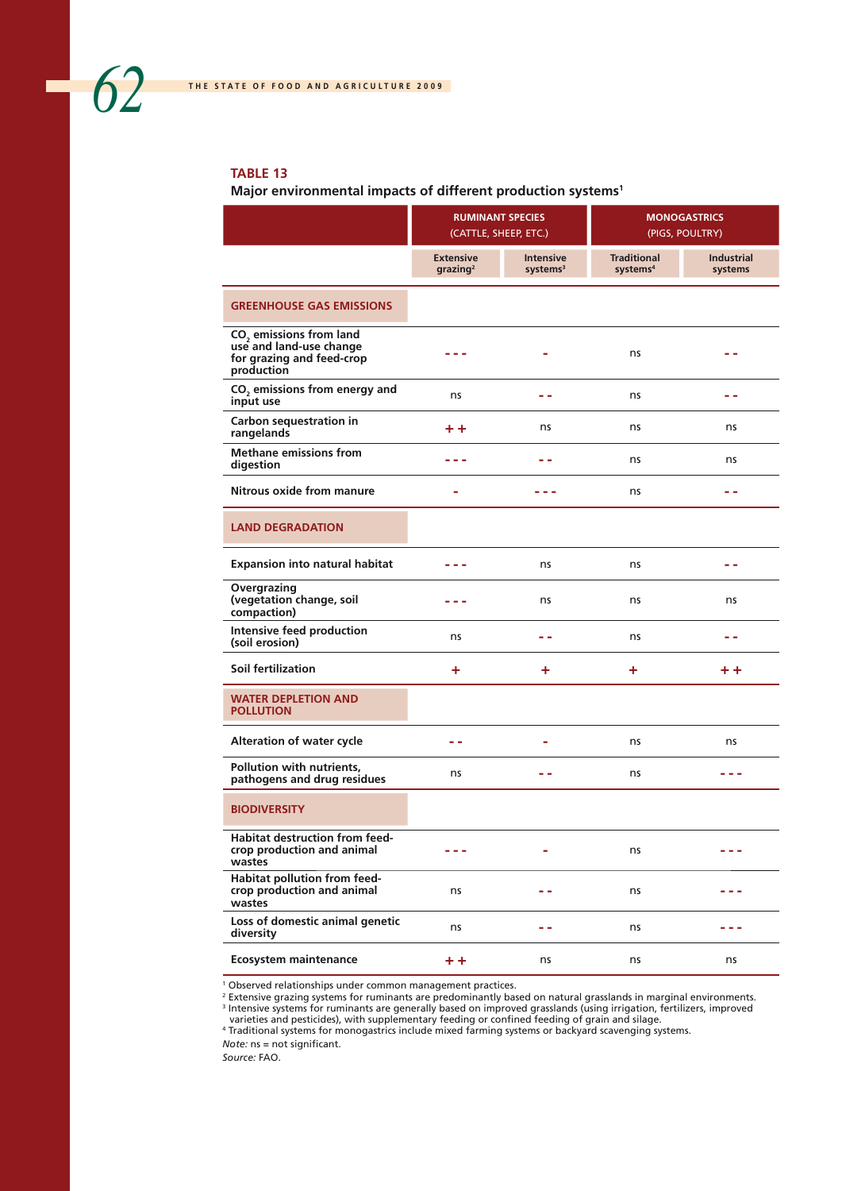**TABLE 13**

**Major environmental impacts of different production systems**[1]

| | RUMINANT SPECIES (CATTLE, SHEEP, ETC.) | | MONOGASTRICS (PIGS, POULTRY) | |
|---|---|---|---|---|
| | Extensive grazing[2] | Intensive systems[3] | Traditional systems[4] | Industrial systems |
| **GREENHOUSE GAS EMISSIONS** | | | | |
| $CO_2$ emissions from land use and land-use change for grazing and feed-crop production | - - - | - | ns | - - |
| $CO_2$ emissions from energy and input use | ns | - - | ns | - - |
| Carbon sequestration in rangelands | + + | ns | ns | ns |
| Methane emissions from digestion | - - - | - - | ns | ns |
| Nitrous oxide from manure | - | - - - | ns | - - |
| **LAND DEGRADATION** | | | | |
| Expansion into natural habitat | - - - | ns | ns | - - |
| Overgrazing (vegetation change, soil compaction) | - - - | ns | ns | ns |
| Intensive feed production (soil erosion) | ns | - - | ns | - - |
| Soil fertilization | + | + | + | + + |
| **WATER DEPLETION AND POLLUTION** | | | | |
| Alteration of water cycle | - - | - | ns | ns |
| Pollution with nutrients, pathogens and drug residues | ns | - - | ns | - - - |
| **BIODIVERSITY** | | | | |
| Habitat destruction from feed-crop production and animal wastes | - - - | - | ns | - - - |
| Habitat pollution from feed-crop production and animal wastes | ns | - - | ns | - - - |
| Loss of domestic animal genetic diversity | ns | - - | ns | - - - |
| Ecosystem maintenance | + + | ns | ns | ns |

[1] Observed relationships under common management practices.
[2] Extensive grazing systems for ruminants are predominantly based on natural grasslands in marginal environments.
[3] Intensive systems for ruminants are generally based on improved grasslands (using irrigation, fertilizers, improved varieties and pesticides), with supplementary feeding or confined feeding of grain and silage.
[4] Traditional systems for monogastrics include mixed farming systems or backyard scavenging systems.

*Note:* ns = not significant.

*Source:* FAO.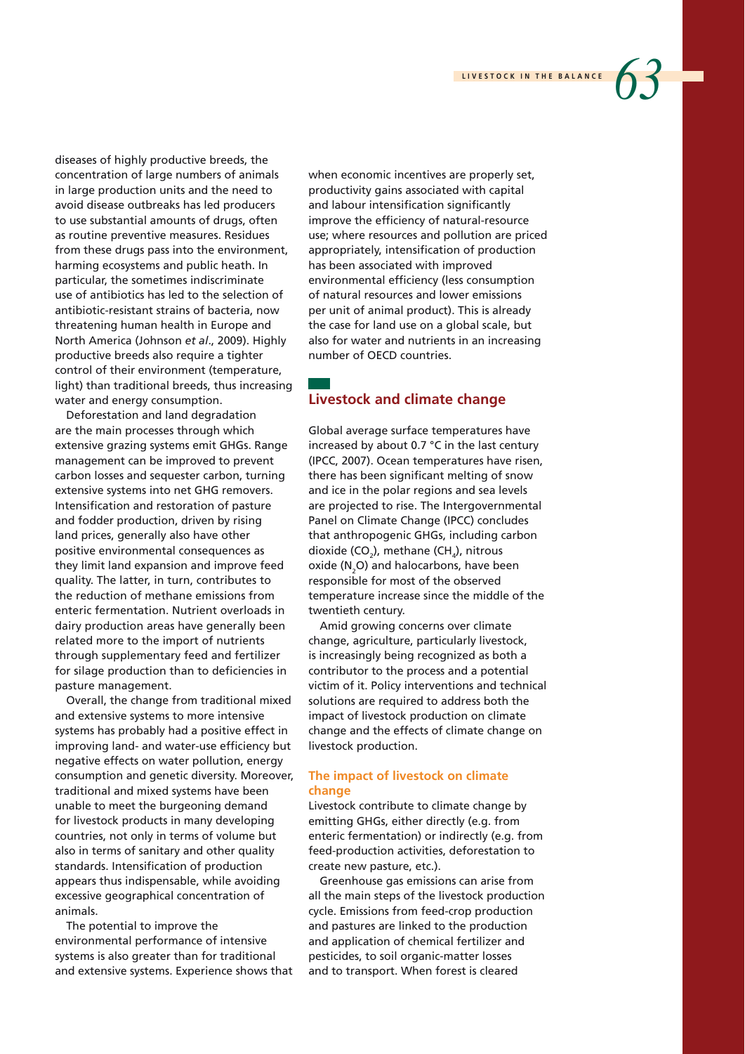diseases of highly productive breeds, the concentration of large numbers of animals in large production units and the need to avoid disease outbreaks has led producers to use substantial amounts of drugs, often as routine preventive measures. Residues from these drugs pass into the environment, harming ecosystems and public heath. In particular, the sometimes indiscriminate use of antibiotics has led to the selection of antibiotic-resistant strains of bacteria, now threatening human health in Europe and North America (Johnson *et al*., 2009). Highly productive breeds also require a tighter control of their environment (temperature, light) than traditional breeds, thus increasing water and energy consumption.

Deforestation and land degradation are the main processes through which extensive grazing systems emit GHGs. Range management can be improved to prevent carbon losses and sequester carbon, turning extensive systems into net GHG removers. Intensification and restoration of pasture and fodder production, driven by rising land prices, generally also have other positive environmental consequences as they limit land expansion and improve feed quality. The latter, in turn, contributes to the reduction of methane emissions from enteric fermentation. Nutrient overloads in dairy production areas have generally been related more to the import of nutrients through supplementary feed and fertilizer for silage production than to deficiencies in pasture management.

Overall, the change from traditional mixed and extensive systems to more intensive systems has probably had a positive effect in improving land- and water-use efficiency but negative effects on water pollution, energy consumption and genetic diversity. Moreover, traditional and mixed systems have been unable to meet the burgeoning demand for livestock products in many developing countries, not only in terms of volume but also in terms of sanitary and other quality standards. Intensification of production appears thus indispensable, while avoiding excessive geographical concentration of animals.

The potential to improve the environmental performance of intensive systems is also greater than for traditional and extensive systems. Experience shows that when economic incentives are properly set, productivity gains associated with capital and labour intensification significantly improve the efficiency of natural-resource use; where resources and pollution are priced appropriately, intensification of production has been associated with improved environmental efficiency (less consumption of natural resources and lower emissions per unit of animal product). This is already the case for land use on a global scale, but also for water and nutrients in an increasing number of OECD countries.

## Livestock and climate change

Global average surface temperatures have increased by about 0.7 °C in the last century (IPCC, 2007). Ocean temperatures have risen, there has been significant melting of snow and ice in the polar regions and sea levels are projected to rise. The Intergovernmental Panel on Climate Change (IPCC) concludes that anthropogenic GHGs, including carbon dioxide ($CO_2$), methane ($CH_4$), nitrous oxide ($N_2O$) and halocarbons, have been responsible for most of the observed temperature increase since the middle of the twentieth century.

Amid growing concerns over climate change, agriculture, particularly livestock, is increasingly being recognized as both a contributor to the process and a potential victim of it. Policy interventions and technical solutions are required to address both the impact of livestock production on climate change and the effects of climate change on livestock production.

### The impact of livestock on climate change

Livestock contribute to climate change by emitting GHGs, either directly (e.g. from enteric fermentation) or indirectly (e.g. from feed-production activities, deforestation to create new pasture, etc.).

Greenhouse gas emissions can arise from all the main steps of the livestock production cycle. Emissions from feed-crop production and pastures are linked to the production and application of chemical fertilizer and pesticides, to soil organic-matter losses and to transport. When forest is cleared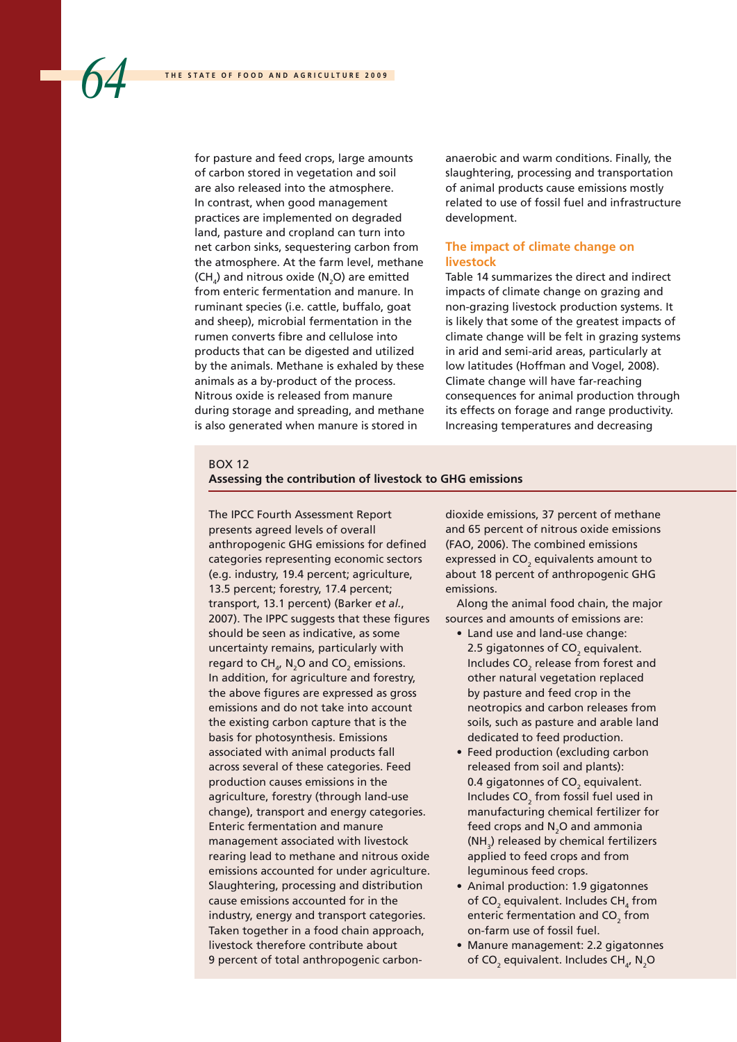for pasture and feed crops, large amounts of carbon stored in vegetation and soil are also released into the atmosphere. In contrast, when good management practices are implemented on degraded land, pasture and cropland can turn into net carbon sinks, sequestering carbon from the atmosphere. At the farm level, methane ($CH_4$) and nitrous oxide ($N_2O$) are emitted from enteric fermentation and manure. In ruminant species (i.e. cattle, buffalo, goat and sheep), microbial fermentation in the rumen converts fibre and cellulose into products that can be digested and utilized by the animals. Methane is exhaled by these animals as a by-product of the process. Nitrous oxide is released from manure during storage and spreading, and methane is also generated when manure is stored in anaerobic and warm conditions. Finally, the slaughtering, processing and transportation of animal products cause emissions mostly related to use of fossil fuel and infrastructure development.

### The impact of climate change on livestock

Table 14 summarizes the direct and indirect impacts of climate change on grazing and non-grazing livestock production systems. It is likely that some of the greatest impacts of climate change will be felt in grazing systems in arid and semi-arid areas, particularly at low latitudes (Hoffman and Vogel, 2008). Climate change will have far-reaching consequences for animal production through its effects on forage and range productivity. Increasing temperatures and decreasing

BOX 12
**Assessing the contribution of livestock to GHG emissions**

The IPCC Fourth Assessment Report presents agreed levels of overall anthropogenic GHG emissions for defined categories representing economic sectors (e.g. industry, 19.4 percent; agriculture, 13.5 percent; forestry, 17.4 percent; transport, 13.1 percent) (Barker *et al.*, 2007). The IPPC suggests that these figures should be seen as indicative, as some uncertainty remains, particularly with regard to $CH_4$, $N_2O$ and $CO_2$ emissions. In addition, for agriculture and forestry, the above figures are expressed as gross emissions and do not take into account the existing carbon capture that is the basis for photosynthesis. Emissions associated with animal products fall across several of these categories. Feed production causes emissions in the agriculture, forestry (through land-use change), transport and energy categories. Enteric fermentation and manure management associated with livestock rearing lead to methane and nitrous oxide emissions accounted for under agriculture. Slaughtering, processing and distribution cause emissions accounted for in the industry, energy and transport categories. Taken together in a food chain approach, livestock therefore contribute about 9 percent of total anthropogenic carbon-dioxide emissions, 37 percent of methane and 65 percent of nitrous oxide emissions (FAO, 2006). The combined emissions expressed in $CO_2$ equivalents amount to about 18 percent of anthropogenic GHG emissions.

Along the animal food chain, the major sources and amounts of emissions are:

- Land use and land-use change: 2.5 gigatonnes of $CO_2$ equivalent. Includes $CO_2$ release from forest and other natural vegetation replaced by pasture and feed crop in the neotropics and carbon releases from soils, such as pasture and arable land dedicated to feed production.
- Feed production (excluding carbon released from soil and plants): 0.4 gigatonnes of $CO_2$ equivalent. Includes $CO_2$ from fossil fuel used in manufacturing chemical fertilizer for feed crops and $N_2O$ and ammonia ($NH_3$) released by chemical fertilizers applied to feed crops and from leguminous feed crops.
- Animal production: 1.9 gigatonnes of $CO_2$ equivalent. Includes $CH_4$ from enteric fermentation and $CO_2$ from on-farm use of fossil fuel.
- Manure management: 2.2 gigatonnes of $CO_2$ equivalent. Includes $CH_4$, $N_2O$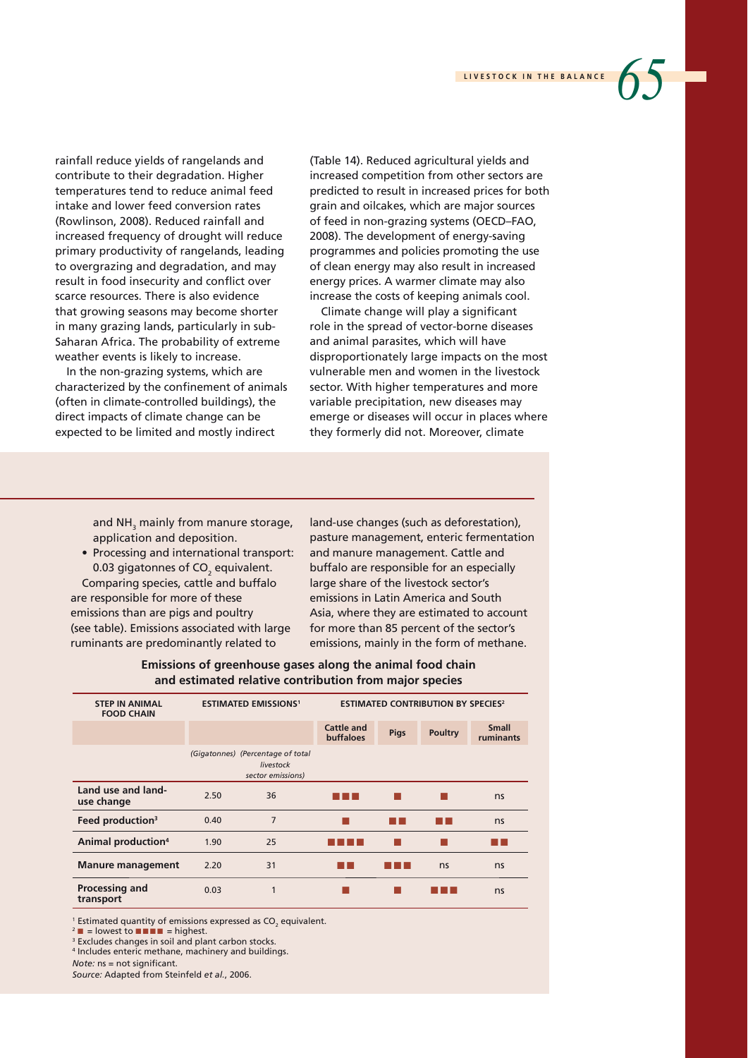rainfall reduce yields of rangelands and contribute to their degradation. Higher temperatures tend to reduce animal feed intake and lower feed conversion rates (Rowlinson, 2008). Reduced rainfall and increased frequency of drought will reduce primary productivity of rangelands, leading to overgrazing and degradation, and may result in food insecurity and conflict over scarce resources. There is also evidence that growing seasons may become shorter in many grazing lands, particularly in sub-Saharan Africa. The probability of extreme weather events is likely to increase.

In the non-grazing systems, which are characterized by the confinement of animals (often in climate-controlled buildings), the direct impacts of climate change can be expected to be limited and mostly indirect (Table 14). Reduced agricultural yields and increased competition from other sectors are predicted to result in increased prices for both grain and oilcakes, which are major sources of feed in non-grazing systems (OECD–FAO, 2008). The development of energy-saving programmes and policies promoting the use of clean energy may also result in increased energy prices. A warmer climate may also increase the costs of keeping animals cool.

Climate change will play a significant role in the spread of vector-borne diseases and animal parasites, which will have disproportionately large impacts on the most vulnerable men and women in the livestock sector. With higher temperatures and more variable precipitation, new diseases may emerge or diseases will occur in places where they formerly did not. Moreover, climate

---

and $NH_3$ mainly from manure storage, application and deposition.

- Processing and international transport: 0.03 gigatonnes of $CO_2$ equivalent.

Comparing species, cattle and buffalo are responsible for more of these emissions than are pigs and poultry (see table). Emissions associated with large ruminants are predominantly related to land-use changes (such as deforestation), pasture management, enteric fermentation and manure management. Cattle and buffalo are responsible for an especially large share of the livestock sector's emissions in Latin America and South Asia, where they are estimated to account for more than 85 percent of the sector's emissions, mainly in the form of methane.

**Emissions of greenhouse gases along the animal food chain and estimated relative contribution from major species**

| STEP IN ANIMAL FOOD CHAIN | ESTIMATED EMISSIONS[1] | | ESTIMATED CONTRIBUTION BY SPECIES[2] | | | |
|---|---|---|---|---|---|---|
| | | | Cattle and buffaloes | Pigs | Poultry | Small ruminants |
| | *(Gigatonnes)* | *(Percentage of total livestock sector emissions)* | | | | |
| **Land use and land-use change** | 2.50 | 36 | ■■■ | ■ | ■ | ns |
| **Feed production**[3] | 0.40 | 7 | ■ | ■■ | ■■ | ns |
| **Animal production**[4] | 1.90 | 25 | ■■■■ | ■ | ■ | ■■ |
| **Manure management** | 2.20 | 31 | ■■ | ■■■ | ns | ns |
| **Processing and transport** | 0.03 | 1 | ■ | ■ | ■■■ | ns |

[1] Estimated quantity of emissions expressed as $CO_2$ equivalent.
[2] ■ = lowest to ■■■■ = highest.
[3] Excludes changes in soil and plant carbon stocks.
[4] Includes enteric methane, machinery and buildings.
*Note:* ns = not significant.
*Source:* Adapted from Steinfeld *et al.*, 2006.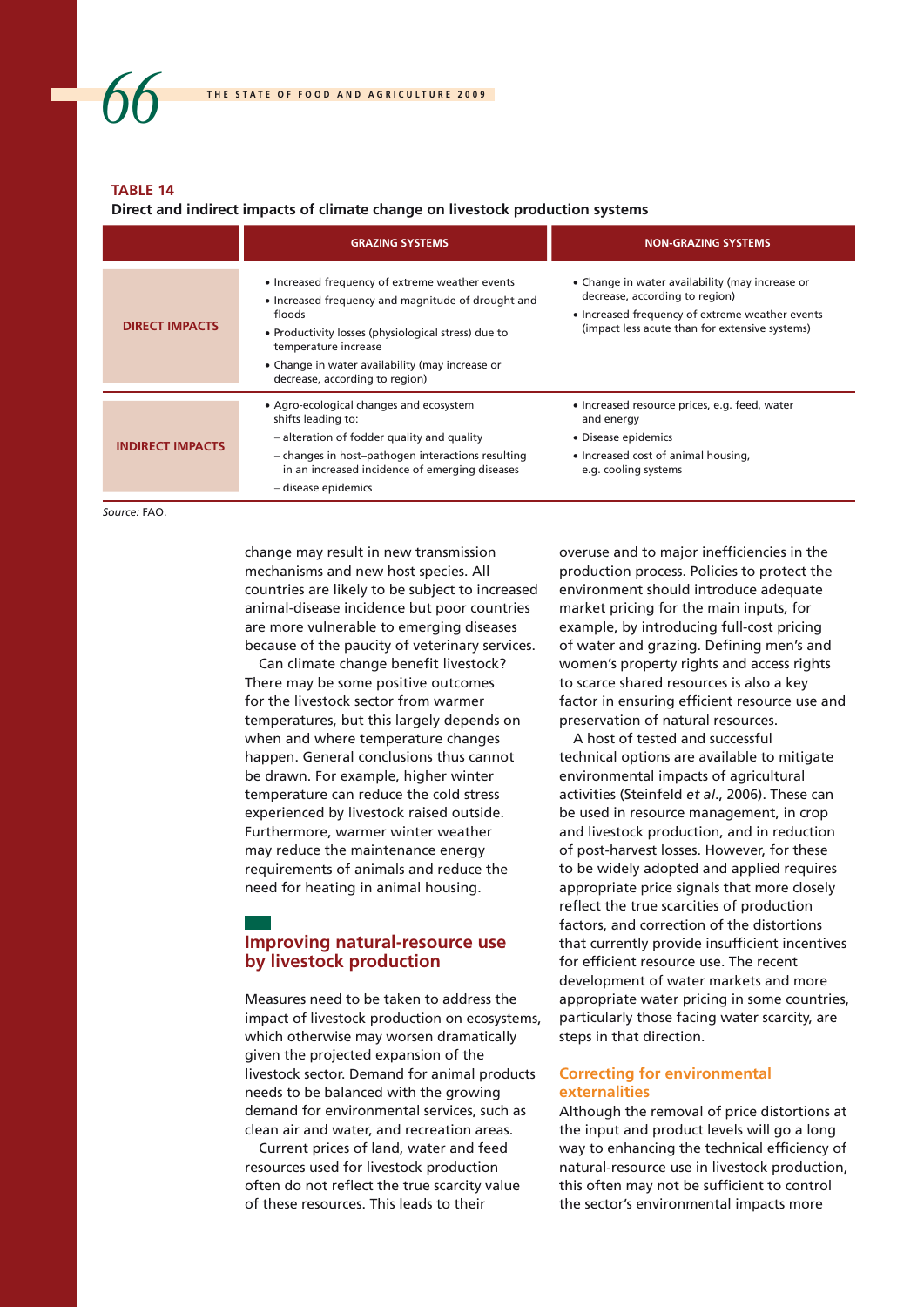**TABLE 14**

**Direct and indirect impacts of climate change on livestock production systems**

| | GRAZING SYSTEMS | NON-GRAZING SYSTEMS |
|---|---|---|
| DIRECT IMPACTS | • Increased frequency of extreme weather events<br>• Increased frequency and magnitude of drought and floods<br>• Productivity losses (physiological stress) due to temperature increase<br>• Change in water availability (may increase or decrease, according to region) | • Change in water availability (may increase or decrease, according to region)<br>• Increased frequency of extreme weather events (impact less acute than for extensive systems) |
| INDIRECT IMPACTS | • Agro-ecological changes and ecosystem shifts leading to:<br>– alteration of fodder quality and quality<br>– changes in host–pathogen interactions resulting in an increased incidence of emerging diseases<br>– disease epidemics | • Increased resource prices, e.g. feed, water and energy<br>• Disease epidemics<br>• Increased cost of animal housing, e.g. cooling systems |

*Source:* FAO.

change may result in new transmission mechanisms and new host species. All countries are likely to be subject to increased animal-disease incidence but poor countries are more vulnerable to emerging diseases because of the paucity of veterinary services.

Can climate change benefit livestock? There may be some positive outcomes for the livestock sector from warmer temperatures, but this largely depends on when and where temperature changes happen. General conclusions thus cannot be drawn. For example, higher winter temperature can reduce the cold stress experienced by livestock raised outside. Furthermore, warmer winter weather may reduce the maintenance energy requirements of animals and reduce the need for heating in animal housing.

## Improving natural-resource use by livestock production

Measures need to be taken to address the impact of livestock production on ecosystems, which otherwise may worsen dramatically given the projected expansion of the livestock sector. Demand for animal products needs to be balanced with the growing demand for environmental services, such as clean air and water, and recreation areas.

Current prices of land, water and feed resources used for livestock production often do not reflect the true scarcity value of these resources. This leads to their overuse and to major inefficiencies in the production process. Policies to protect the environment should introduce adequate market pricing for the main inputs, for example, by introducing full-cost pricing of water and grazing. Defining men's and women's property rights and access rights to scarce shared resources is also a key factor in ensuring efficient resource use and preservation of natural resources.

A host of tested and successful technical options are available to mitigate environmental impacts of agricultural activities (Steinfeld *et al*., 2006). These can be used in resource management, in crop and livestock production, and in reduction of post-harvest losses. However, for these to be widely adopted and applied requires appropriate price signals that more closely reflect the true scarcities of production factors, and correction of the distortions that currently provide insufficient incentives for efficient resource use. The recent development of water markets and more appropriate water pricing in some countries, particularly those facing water scarcity, are steps in that direction.

### Correcting for environmental externalities

Although the removal of price distortions at the input and product levels will go a long way to enhancing the technical efficiency of natural-resource use in livestock production, this often may not be sufficient to control the sector's environmental impacts more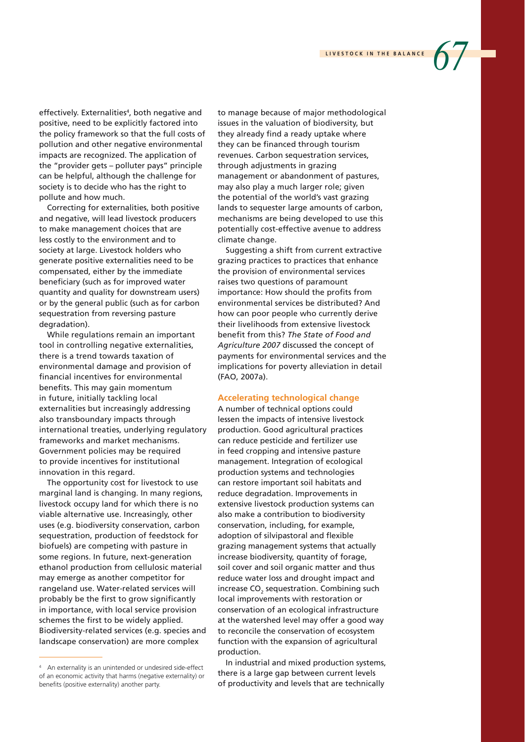effectively. Externalities[4], both negative and positive, need to be explicitly factored into the policy framework so that the full costs of pollution and other negative environmental impacts are recognized. The application of the "provider gets – polluter pays" principle can be helpful, although the challenge for society is to decide who has the right to pollute and how much.

Correcting for externalities, both positive and negative, will lead livestock producers to make management choices that are less costly to the environment and to society at large. Livestock holders who generate positive externalities need to be compensated, either by the immediate beneficiary (such as for improved water quantity and quality for downstream users) or by the general public (such as for carbon sequestration from reversing pasture degradation).

While regulations remain an important tool in controlling negative externalities, there is a trend towards taxation of environmental damage and provision of financial incentives for environmental benefits. This may gain momentum in future, initially tackling local externalities but increasingly addressing also transboundary impacts through international treaties, underlying regulatory frameworks and market mechanisms. Government policies may be required to provide incentives for institutional innovation in this regard.

The opportunity cost for livestock to use marginal land is changing. In many regions, livestock occupy land for which there is no viable alternative use. Increasingly, other uses (e.g. biodiversity conservation, carbon sequestration, production of feedstock for biofuels) are competing with pasture in some regions. In future, next-generation ethanol production from cellulosic material may emerge as another competitor for rangeland use. Water-related services will probably be the first to grow significantly in importance, with local service provision schemes the first to be widely applied. Biodiversity-related services (e.g. species and landscape conservation) are more complex to manage because of major methodological issues in the valuation of biodiversity, but they already find a ready uptake where they can be financed through tourism revenues. Carbon sequestration services, through adjustments in grazing management or abandonment of pastures, may also play a much larger role; given the potential of the world's vast grazing lands to sequester large amounts of carbon, mechanisms are being developed to use this potentially cost-effective avenue to address climate change.

Suggesting a shift from current extractive grazing practices to practices that enhance the provision of environmental services raises two questions of paramount importance: How should the profits from environmental services be distributed? And how can poor people who currently derive their livelihoods from extensive livestock benefit from this? *The State of Food and Agriculture 2007* discussed the concept of payments for environmental services and the implications for poverty alleviation in detail (FAO, 2007a).

### Accelerating technological change

A number of technical options could lessen the impacts of intensive livestock production. Good agricultural practices can reduce pesticide and fertilizer use in feed cropping and intensive pasture management. Integration of ecological production systems and technologies can restore important soil habitats and reduce degradation. Improvements in extensive livestock production systems can also make a contribution to biodiversity conservation, including, for example, adoption of silvipastoral and flexible grazing management systems that actually increase biodiversity, quantity of forage, soil cover and soil organic matter and thus reduce water loss and drought impact and increase $CO_2$ sequestration. Combining such local improvements with restoration or conservation of an ecological infrastructure at the watershed level may offer a good way to reconcile the conservation of ecosystem function with the expansion of agricultural production.

In industrial and mixed production systems, there is a large gap between current levels of productivity and levels that are technically

---

[4] An externality is an unintended or undesired side-effect of an economic activity that harms (negative externality) or benefits (positive externality) another party.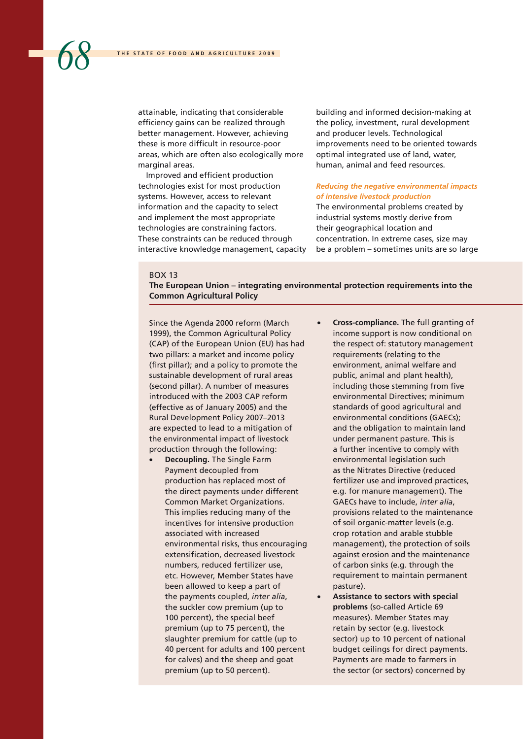attainable, indicating that considerable efficiency gains can be realized through better management. However, achieving these is more difficult in resource-poor areas, which are often also ecologically more marginal areas.

Improved and efficient production technologies exist for most production systems. However, access to relevant information and the capacity to select and implement the most appropriate technologies are constraining factors. These constraints can be reduced through interactive knowledge management, capacity building and informed decision-making at the policy, investment, rural development and producer levels. Technological improvements need to be oriented towards optimal integrated use of land, water, human, animal and feed resources.

### *Reducing the negative environmental impacts of intensive livestock production*

The environmental problems created by industrial systems mostly derive from their geographical location and concentration. In extreme cases, size may be a problem – sometimes units are so large

---

BOX 13

**The European Union – integrating environmental protection requirements into the Common Agricultural Policy**

Since the Agenda 2000 reform (March 1999), the Common Agricultural Policy (CAP) of the European Union (EU) has had two pillars: a market and income policy (first pillar); and a policy to promote the sustainable development of rural areas (second pillar). A number of measures introduced with the 2003 CAP reform (effective as of January 2005) and the Rural Development Policy 2007–2013 are expected to lead to a mitigation of the environmental impact of livestock production through the following:

- **Decoupling.** The Single Farm Payment decoupled from production has replaced most of the direct payments under different Common Market Organizations. This implies reducing many of the incentives for intensive production associated with increased environmental risks, thus encouraging extensification, decreased livestock numbers, reduced fertilizer use, etc. However, Member States have been allowed to keep a part of the payments coupled, *inter alia*, the suckler cow premium (up to 100 percent), the special beef premium (up to 75 percent), the slaughter premium for cattle (up to 40 percent for adults and 100 percent for calves) and the sheep and goat premium (up to 50 percent).
- **Cross-compliance.** The full granting of income support is now conditional on the respect of: statutory management requirements (relating to the environment, animal welfare and public, animal and plant health), including those stemming from five environmental Directives; minimum standards of good agricultural and environmental conditions (GAECs); and the obligation to maintain land under permanent pasture. This is a further incentive to comply with environmental legislation such as the Nitrates Directive (reduced fertilizer use and improved practices, e.g. for manure management). The GAECs have to include, *inter alia*, provisions related to the maintenance of soil organic-matter levels (e.g. crop rotation and arable stubble management), the protection of soils against erosion and the maintenance of carbon sinks (e.g. through the requirement to maintain permanent pasture).
- **Assistance to sectors with special problems** (so-called Article 69 measures). Member States may retain by sector (e.g. livestock sector) up to 10 percent of national budget ceilings for direct payments. Payments are made to farmers in the sector (or sectors) concerned by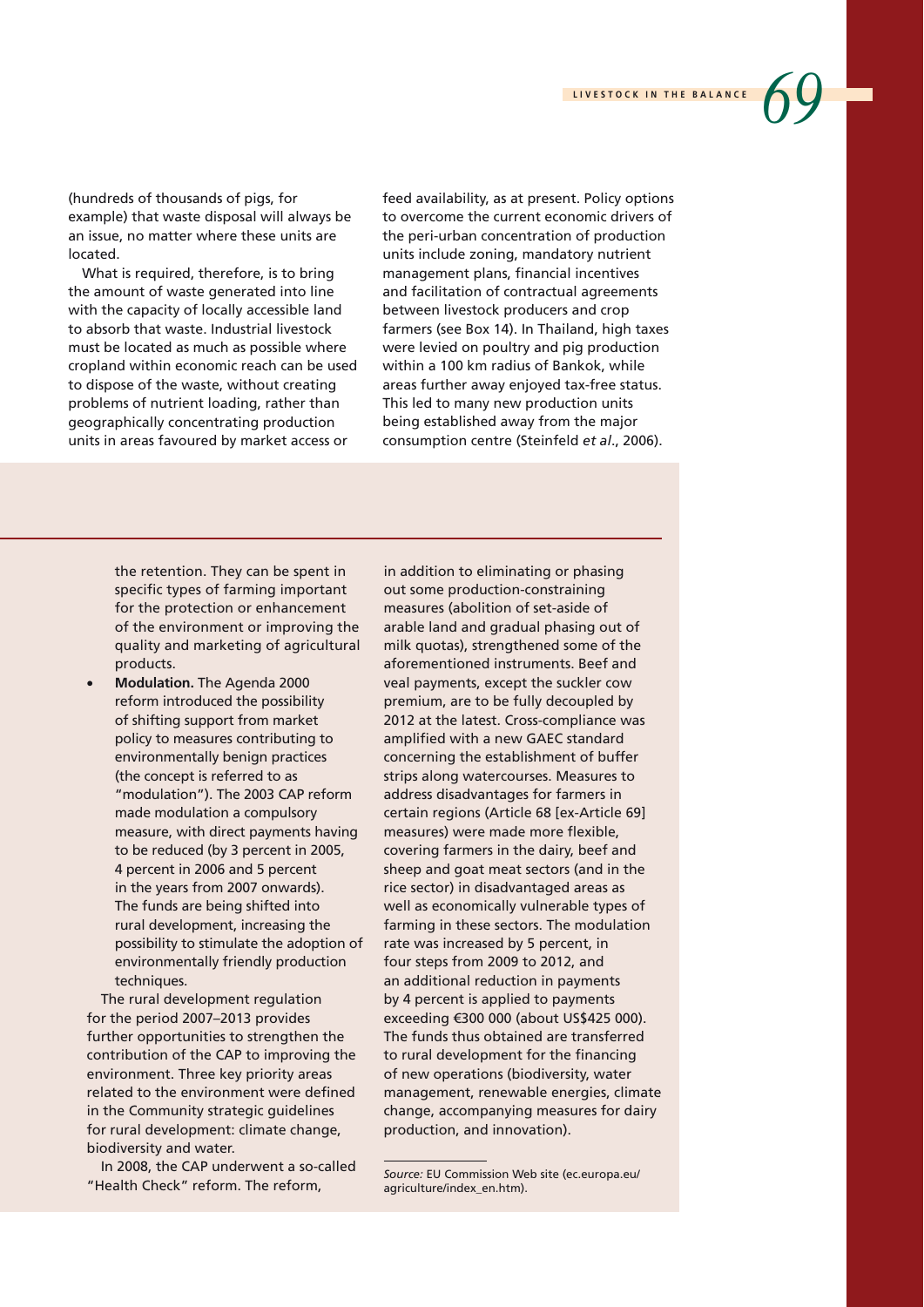(hundreds of thousands of pigs, for example) that waste disposal will always be an issue, no matter where these units are located.

What is required, therefore, is to bring the amount of waste generated into line with the capacity of locally accessible land to absorb that waste. Industrial livestock must be located as much as possible where cropland within economic reach can be used to dispose of the waste, without creating problems of nutrient loading, rather than geographically concentrating production units in areas favoured by market access or feed availability, as at present. Policy options to overcome the current economic drivers of the peri-urban concentration of production units include zoning, mandatory nutrient management plans, financial incentives and facilitation of contractual agreements between livestock producers and crop farmers (see Box 14). In Thailand, high taxes were levied on poultry and pig production within a 100 km radius of Bankok, while areas further away enjoyed tax-free status. This led to many new production units being established away from the major consumption centre (Steinfeld *et al*., 2006).

---

the retention. They can be spent in specific types of farming important for the protection or enhancement of the environment or improving the quality and marketing of agricultural products.

- **Modulation.** The Agenda 2000 reform introduced the possibility of shifting support from market policy to measures contributing to environmentally benign practices (the concept is referred to as "modulation"). The 2003 CAP reform made modulation a compulsory measure, with direct payments having to be reduced (by 3 percent in 2005, 4 percent in 2006 and 5 percent in the years from 2007 onwards). The funds are being shifted into rural development, increasing the possibility to stimulate the adoption of environmentally friendly production techniques.

The rural development regulation for the period 2007–2013 provides further opportunities to strengthen the contribution of the CAP to improving the environment. Three key priority areas related to the environment were defined in the Community strategic guidelines for rural development: climate change, biodiversity and water.

In 2008, the CAP underwent a so-called "Health Check" reform. The reform, in addition to eliminating or phasing out some production-constraining measures (abolition of set-aside of arable land and gradual phasing out of milk quotas), strengthened some of the aforementioned instruments. Beef and veal payments, except the suckler cow premium, are to be fully decoupled by 2012 at the latest. Cross-compliance was amplified with a new GAEC standard concerning the establishment of buffer strips along watercourses. Measures to address disadvantages for farmers in certain regions (Article 68 [ex-Article 69] measures) were made more flexible, covering farmers in the dairy, beef and sheep and goat meat sectors (and in the rice sector) in disadvantaged areas as well as economically vulnerable types of farming in these sectors. The modulation rate was increased by 5 percent, in four steps from 2009 to 2012, and an additional reduction in payments by 4 percent is applied to payments exceeding €300 000 (about US$425 000). The funds thus obtained are transferred to rural development for the financing of new operations (biodiversity, water management, renewable energies, climate change, accompanying measures for dairy production, and innovation).

*Source:* EU Commission Web site (ec.europa.eu/agriculture/index_en.htm).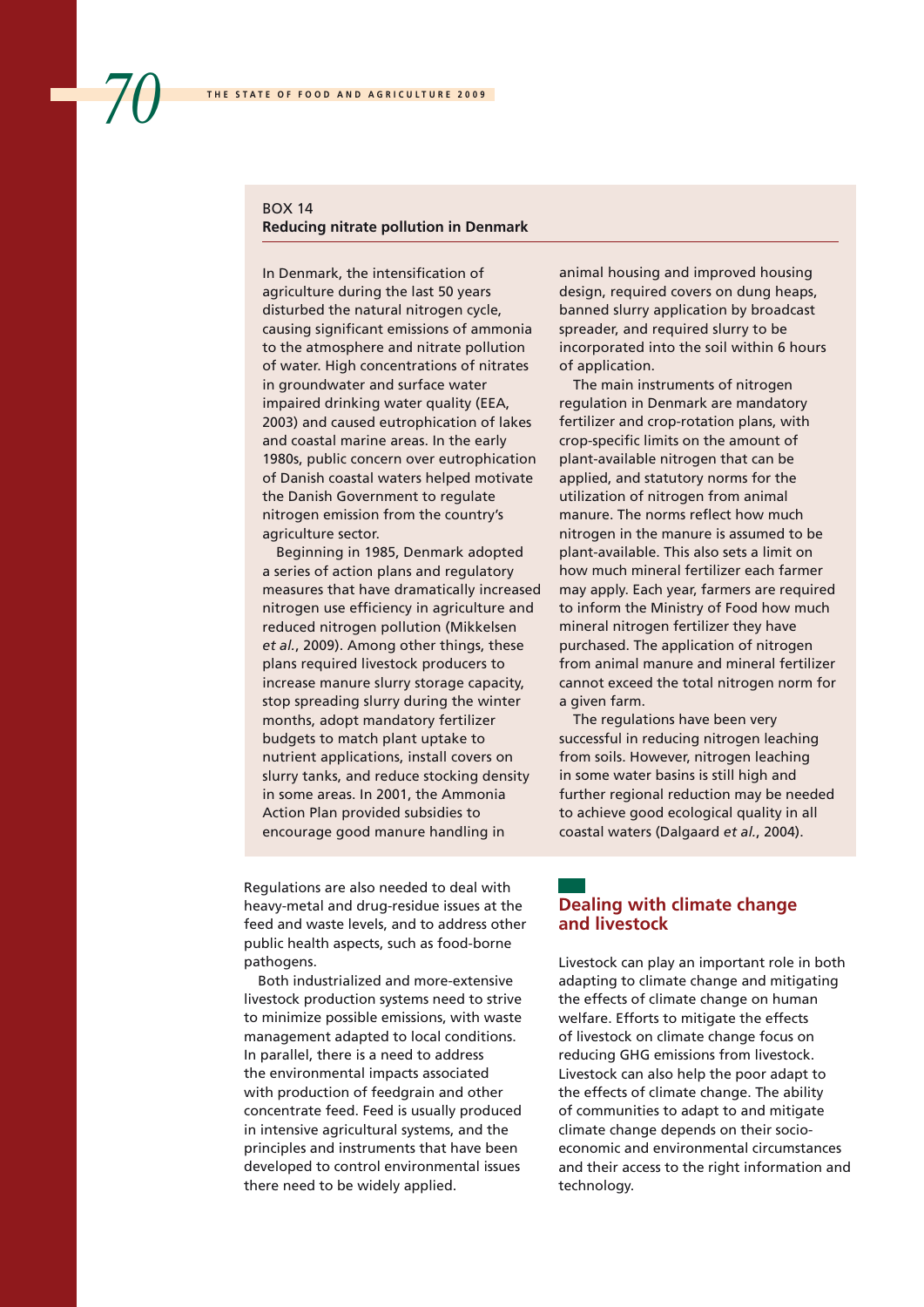### BOX 14
**Reducing nitrate pollution in Denmark**

In Denmark, the intensification of agriculture during the last 50 years disturbed the natural nitrogen cycle, causing significant emissions of ammonia to the atmosphere and nitrate pollution of water. High concentrations of nitrates in groundwater and surface water impaired drinking water quality (EEA, 2003) and caused eutrophication of lakes and coastal marine areas. In the early 1980s, public concern over eutrophication of Danish coastal waters helped motivate the Danish Government to regulate nitrogen emission from the country's agriculture sector.

Beginning in 1985, Denmark adopted a series of action plans and regulatory measures that have dramatically increased nitrogen use efficiency in agriculture and reduced nitrogen pollution (Mikkelsen *et al.*, 2009). Among other things, these plans required livestock producers to increase manure slurry storage capacity, stop spreading slurry during the winter months, adopt mandatory fertilizer budgets to match plant uptake to nutrient applications, install covers on slurry tanks, and reduce stocking density in some areas. In 2001, the Ammonia Action Plan provided subsidies to encourage good manure handling in animal housing and improved housing design, required covers on dung heaps, banned slurry application by broadcast spreader, and required slurry to be incorporated into the soil within 6 hours of application.

The main instruments of nitrogen regulation in Denmark are mandatory fertilizer and crop-rotation plans, with crop-specific limits on the amount of plant-available nitrogen that can be applied, and statutory norms for the utilization of nitrogen from animal manure. The norms reflect how much nitrogen in the manure is assumed to be plant-available. This also sets a limit on how much mineral fertilizer each farmer may apply. Each year, farmers are required to inform the Ministry of Food how much mineral nitrogen fertilizer they have purchased. The application of nitrogen from animal manure and mineral fertilizer cannot exceed the total nitrogen norm for a given farm.

The regulations have been very successful in reducing nitrogen leaching from soils. However, nitrogen leaching in some water basins is still high and further regional reduction may be needed to achieve good ecological quality in all coastal waters (Dalgaard *et al.*, 2004).

---

Regulations are also needed to deal with heavy-metal and drug-residue issues at the feed and waste levels, and to address other public health aspects, such as food-borne pathogens.

Both industrialized and more-extensive livestock production systems need to strive to minimize possible emissions, with waste management adapted to local conditions. In parallel, there is a need to address the environmental impacts associated with production of feedgrain and other concentrate feed. Feed is usually produced in intensive agricultural systems, and the principles and instruments that have been developed to control environmental issues there need to be widely applied.

## Dealing with climate change and livestock

Livestock can play an important role in both adapting to climate change and mitigating the effects of climate change on human welfare. Efforts to mitigate the effects of livestock on climate change focus on reducing GHG emissions from livestock. Livestock can also help the poor adapt to the effects of climate change. The ability of communities to adapt to and mitigate climate change depends on their socio-economic and environmental circumstances and their access to the right information and technology.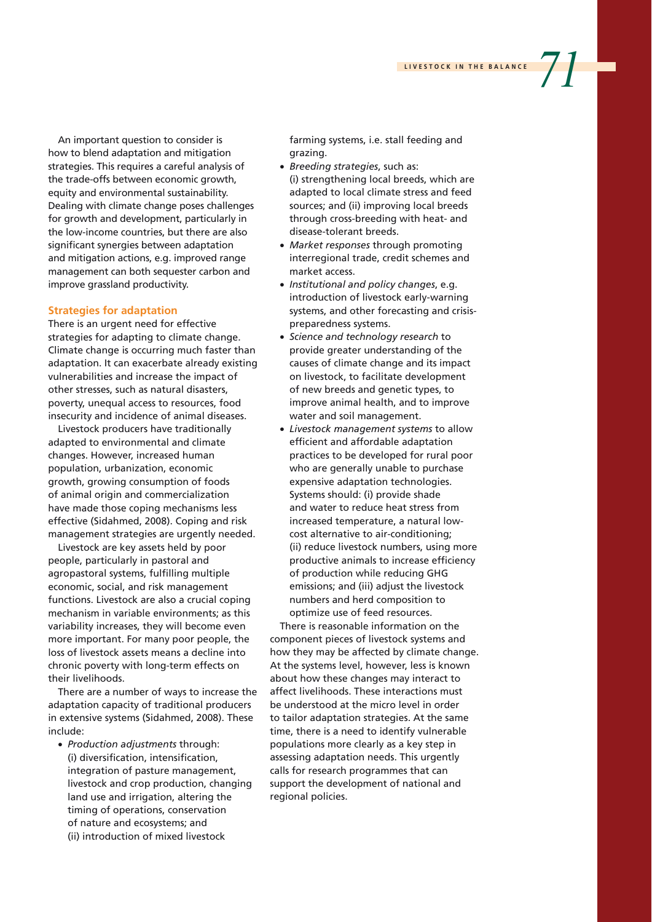An important question to consider is how to blend adaptation and mitigation strategies. This requires a careful analysis of the trade-offs between economic growth, equity and environmental sustainability. Dealing with climate change poses challenges for growth and development, particularly in the low-income countries, but there are also significant synergies between adaptation and mitigation actions, e.g. improved range management can both sequester carbon and improve grassland productivity.

### Strategies for adaptation

There is an urgent need for effective strategies for adapting to climate change. Climate change is occurring much faster than adaptation. It can exacerbate already existing vulnerabilities and increase the impact of other stresses, such as natural disasters, poverty, unequal access to resources, food insecurity and incidence of animal diseases.

Livestock producers have traditionally adapted to environmental and climate changes. However, increased human population, urbanization, economic growth, growing consumption of foods of animal origin and commercialization have made those coping mechanisms less effective (Sidahmed, 2008). Coping and risk management strategies are urgently needed.

Livestock are key assets held by poor people, particularly in pastoral and agropastoral systems, fulfilling multiple economic, social, and risk management functions. Livestock are also a crucial coping mechanism in variable environments; as this variability increases, they will become even more important. For many poor people, the loss of livestock assets means a decline into chronic poverty with long-term effects on their livelihoods.

There are a number of ways to increase the adaptation capacity of traditional producers in extensive systems (Sidahmed, 2008). These include:

- *Production adjustments* through: (i) diversification, intensification, integration of pasture management, livestock and crop production, changing land use and irrigation, altering the timing of operations, conservation of nature and ecosystems; and (ii) introduction of mixed livestock farming systems, i.e. stall feeding and grazing.
- *Breeding strategies*, such as: (i) strengthening local breeds, which are adapted to local climate stress and feed sources; and (ii) improving local breeds through cross-breeding with heat- and disease-tolerant breeds.
- *Market responses* through promoting interregional trade, credit schemes and market access.
- *Institutional and policy changes*, e.g. introduction of livestock early-warning systems, and other forecasting and crisis-preparedness systems.
- *Science and technology research* to provide greater understanding of the causes of climate change and its impact on livestock, to facilitate development of new breeds and genetic types, to improve animal health, and to improve water and soil management.
- *Livestock management systems* to allow efficient and affordable adaptation practices to be developed for rural poor who are generally unable to purchase expensive adaptation technologies. Systems should: (i) provide shade and water to reduce heat stress from increased temperature, a natural low-cost alternative to air-conditioning; (ii) reduce livestock numbers, using more productive animals to increase efficiency of production while reducing GHG emissions; and (iii) adjust the livestock numbers and herd composition to optimize use of feed resources.

There is reasonable information on the component pieces of livestock systems and how they may be affected by climate change. At the systems level, however, less is known about how these changes may interact to affect livelihoods. These interactions must be understood at the micro level in order to tailor adaptation strategies. At the same time, there is a need to identify vulnerable populations more clearly as a key step in assessing adaptation needs. This urgently calls for research programmes that can support the development of national and regional policies.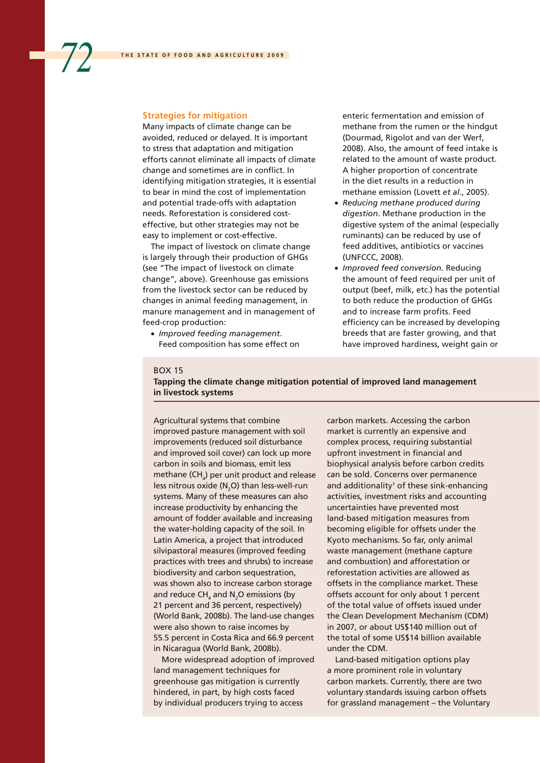### Strategies for mitigation

Many impacts of climate change can be avoided, reduced or delayed. It is important to stress that adaptation and mitigation efforts cannot eliminate all impacts of climate change and sometimes are in conflict. In identifying mitigation strategies, it is essential to bear in mind the cost of implementation and potential trade-offs with adaptation needs. Reforestation is considered cost-effective, but other strategies may not be easy to implement or cost-effective.

The impact of livestock on climate change is largely through their production of GHGs (see "The impact of livestock on climate change", above). Greenhouse gas emissions from the livestock sector can be reduced by changes in animal feeding management, in manure management and in management of feed-crop production:

- *Improved feeding management*. Feed composition has some effect on enteric fermentation and emission of methane from the rumen or the hindgut (Dourmad, Rigolot and van der Werf, 2008). Also, the amount of feed intake is related to the amount of waste product. A higher proportion of concentrate in the diet results in a reduction in methane emission (Lovett *et al*., 2005).
- *Reducing methane produced during digestion*. Methane production in the digestive system of the animal (especially ruminants) can be reduced by use of feed additives, antibiotics or vaccines (UNFCCC, 2008).
- *Improved feed conversion*. Reducing the amount of feed required per unit of output (beef, milk, etc.) has the potential to both reduce the production of GHGs and to increase farm profits. Feed efficiency can be increased by developing breeds that are faster growing, and that have improved hardiness, weight gain or

BOX 15

**Tapping the climate change mitigation potential of improved land management in livestock systems**

Agricultural systems that combine improved pasture management with soil improvements (reduced soil disturbance and improved soil cover) can lock up more carbon in soils and biomass, emit less methane ($CH_4$) per unit product and release less nitrous oxide ($N_2O$) than less-well-run systems. Many of these measures can also increase productivity by enhancing the amount of fodder available and increasing the water-holding capacity of the soil. In Latin America, a project that introduced silvipastoral measures (improved feeding practices with trees and shrubs) to increase biodiversity and carbon sequestration, was shown also to increase carbon storage and reduce $CH_4$ and $N_2O$ emissions (by 21 percent and 36 percent, respectively) (World Bank, 2008b). The land-use changes were also shown to raise incomes by 55.5 percent in Costa Rica and 66.9 percent in Nicaragua (World Bank, 2008b).

More widespread adoption of improved land management techniques for greenhouse gas mitigation is currently hindered, in part, by high costs faced by individual producers trying to access carbon markets. Accessing the carbon market is currently an expensive and complex process, requiring substantial upfront investment in financial and biophysical analysis before carbon credits can be sold. Concerns over permanence and additionality[1] of these sink-enhancing activities, investment risks and accounting uncertainties have prevented most land-based mitigation measures from becoming eligible for offsets under the Kyoto mechanisms. So far, only animal waste management (methane capture and combustion) and afforestation or reforestation activities are allowed as offsets in the compliance market. These offsets account for only about 1 percent of the total value of offsets issued under the Clean Development Mechanism (CDM) in 2007, or about US$140 million out of the total of some US$14 billion available under the CDM.

Land-based mitigation options play a more prominent role in voluntary carbon markets. Currently, there are two voluntary standards issuing carbon offsets for grassland management – the Voluntary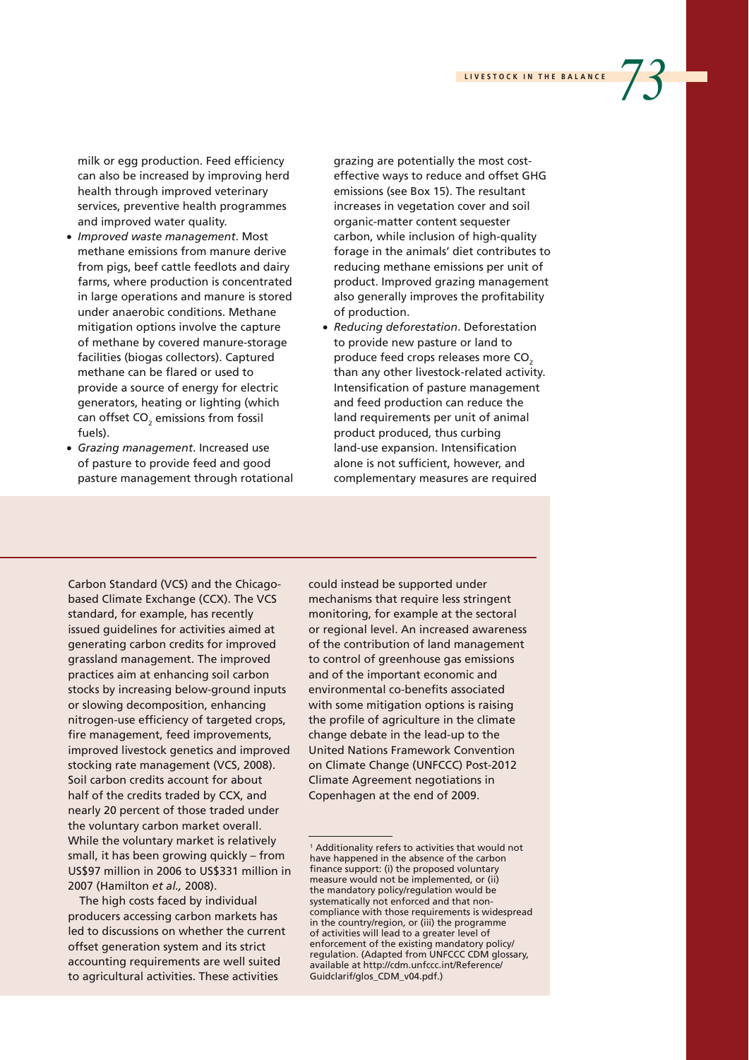milk or egg production. Feed efficiency can also be increased by improving herd health through improved veterinary services, preventive health programmes and improved water quality.

- *Improved waste management*. Most methane emissions from manure derive from pigs, beef cattle feedlots and dairy farms, where production is concentrated in large operations and manure is stored under anaerobic conditions. Methane mitigation options involve the capture of methane by covered manure-storage facilities (biogas collectors). Captured methane can be flared or used to provide a source of energy for electric generators, heating or lighting (which can offset $CO_2$ emissions from fossil fuels).
- *Grazing management*. Increased use of pasture to provide feed and good pasture management through rotational grazing are potentially the most cost-effective ways to reduce and offset GHG emissions (see Box 15). The resultant increases in vegetation cover and soil organic-matter content sequester carbon, while inclusion of high-quality forage in the animals' diet contributes to reducing methane emissions per unit of product. Improved grazing management also generally improves the profitability of production.
- *Reducing deforestation*. Deforestation to provide new pasture or land to produce feed crops releases more $CO_2$ than any other livestock-related activity. Intensification of pasture management and feed production can reduce the land requirements per unit of animal product produced, thus curbing land-use expansion. Intensification alone is not sufficient, however, and complementary measures are required

Carbon Standard (VCS) and the Chicago-based Climate Exchange (CCX). The VCS standard, for example, has recently issued guidelines for activities aimed at generating carbon credits for improved grassland management. The improved practices aim at enhancing soil carbon stocks by increasing below-ground inputs or slowing decomposition, enhancing nitrogen-use efficiency of targeted crops, fire management, feed improvements, improved livestock genetics and improved stocking rate management (VCS, 2008). Soil carbon credits account for about half of the credits traded by CCX, and nearly 20 percent of those traded under the voluntary carbon market overall. While the voluntary market is relatively small, it has been growing quickly – from US$97 million in 2006 to US$331 million in 2007 (Hamilton *et al.,* 2008).

The high costs faced by individual producers accessing carbon markets has led to discussions on whether the current offset generation system and its strict accounting requirements are well suited to agricultural activities. These activities could instead be supported under mechanisms that require less stringent monitoring, for example at the sectoral or regional level. An increased awareness of the contribution of land management to control of greenhouse gas emissions and of the important economic and environmental co-benefits associated with some mitigation options is raising the profile of agriculture in the climate change debate in the lead-up to the United Nations Framework Convention on Climate Change (UNFCCC) Post-2012 Climate Agreement negotiations in Copenhagen at the end of 2009.

[1] Additionality refers to activities that would not have happened in the absence of the carbon finance support: (i) the proposed voluntary measure would not be implemented, or (ii) the mandatory policy/regulation would be systematically not enforced and that non-compliance with those requirements is widespread in the country/region, or (iii) the programme of activities will lead to a greater level of enforcement of the existing mandatory policy/regulation. (Adapted from UNFCCC CDM glossary, available at http://cdm.unfccc.int/Reference/Guidclarif/glos_CDM_v04.pdf.)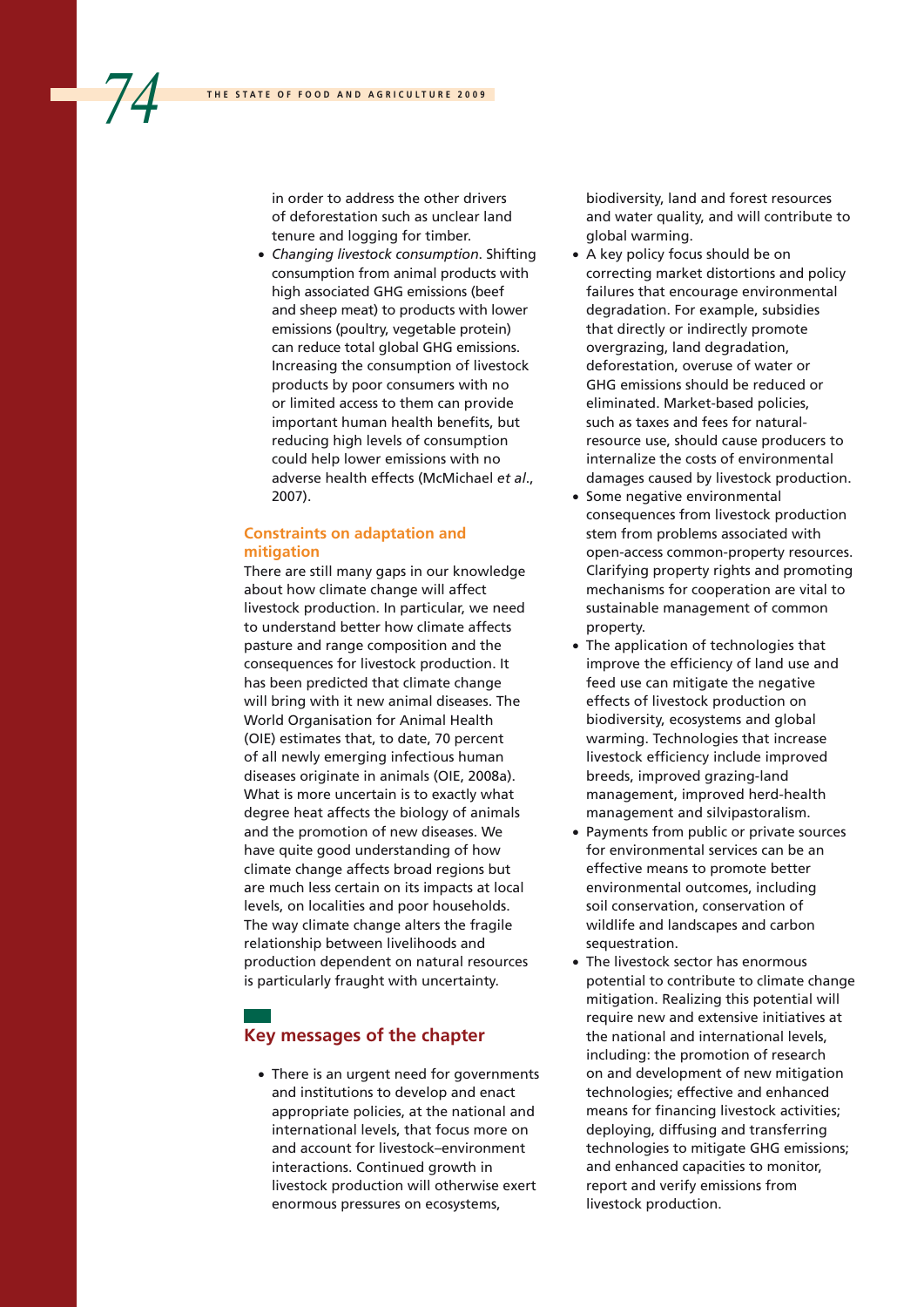in order to address the other drivers of deforestation such as unclear land tenure and logging for timber.

- *Changing livestock consumption*. Shifting consumption from animal products with high associated GHG emissions (beef and sheep meat) to products with lower emissions (poultry, vegetable protein) can reduce total global GHG emissions. Increasing the consumption of livestock products by poor consumers with no or limited access to them can provide important human health benefits, but reducing high levels of consumption could help lower emissions with no adverse health effects (McMichael *et al*., 2007).

### Constraints on adaptation and mitigation

There are still many gaps in our knowledge about how climate change will affect livestock production. In particular, we need to understand better how climate affects pasture and range composition and the consequences for livestock production. It has been predicted that climate change will bring with it new animal diseases. The World Organisation for Animal Health (OIE) estimates that, to date, 70 percent of all newly emerging infectious human diseases originate in animals (OIE, 2008a). What is more uncertain is to exactly what degree heat affects the biology of animals and the promotion of new diseases. We have quite good understanding of how climate change affects broad regions but are much less certain on its impacts at local levels, on localities and poor households. The way climate change alters the fragile relationship between livelihoods and production dependent on natural resources is particularly fraught with uncertainty.

## Key messages of the chapter

- There is an urgent need for governments and institutions to develop and enact appropriate policies, at the national and international levels, that focus more on and account for livestock–environment interactions. Continued growth in livestock production will otherwise exert enormous pressures on ecosystems, biodiversity, land and forest resources and water quality, and will contribute to global warming.
- A key policy focus should be on correcting market distortions and policy failures that encourage environmental degradation. For example, subsidies that directly or indirectly promote overgrazing, land degradation, deforestation, overuse of water or GHG emissions should be reduced or eliminated. Market-based policies, such as taxes and fees for natural-resource use, should cause producers to internalize the costs of environmental damages caused by livestock production.
- Some negative environmental consequences from livestock production stem from problems associated with open-access common-property resources. Clarifying property rights and promoting mechanisms for cooperation are vital to sustainable management of common property.
- The application of technologies that improve the efficiency of land use and feed use can mitigate the negative effects of livestock production on biodiversity, ecosystems and global warming. Technologies that increase livestock efficiency include improved breeds, improved grazing-land management, improved herd-health management and silvipastoralism.
- Payments from public or private sources for environmental services can be an effective means to promote better environmental outcomes, including soil conservation, conservation of wildlife and landscapes and carbon sequestration.
- The livestock sector has enormous potential to contribute to climate change mitigation. Realizing this potential will require new and extensive initiatives at the national and international levels, including: the promotion of research on and development of new mitigation technologies; effective and enhanced means for financing livestock activities; deploying, diffusing and transferring technologies to mitigate GHG emissions; and enhanced capacities to monitor, report and verify emissions from livestock production.